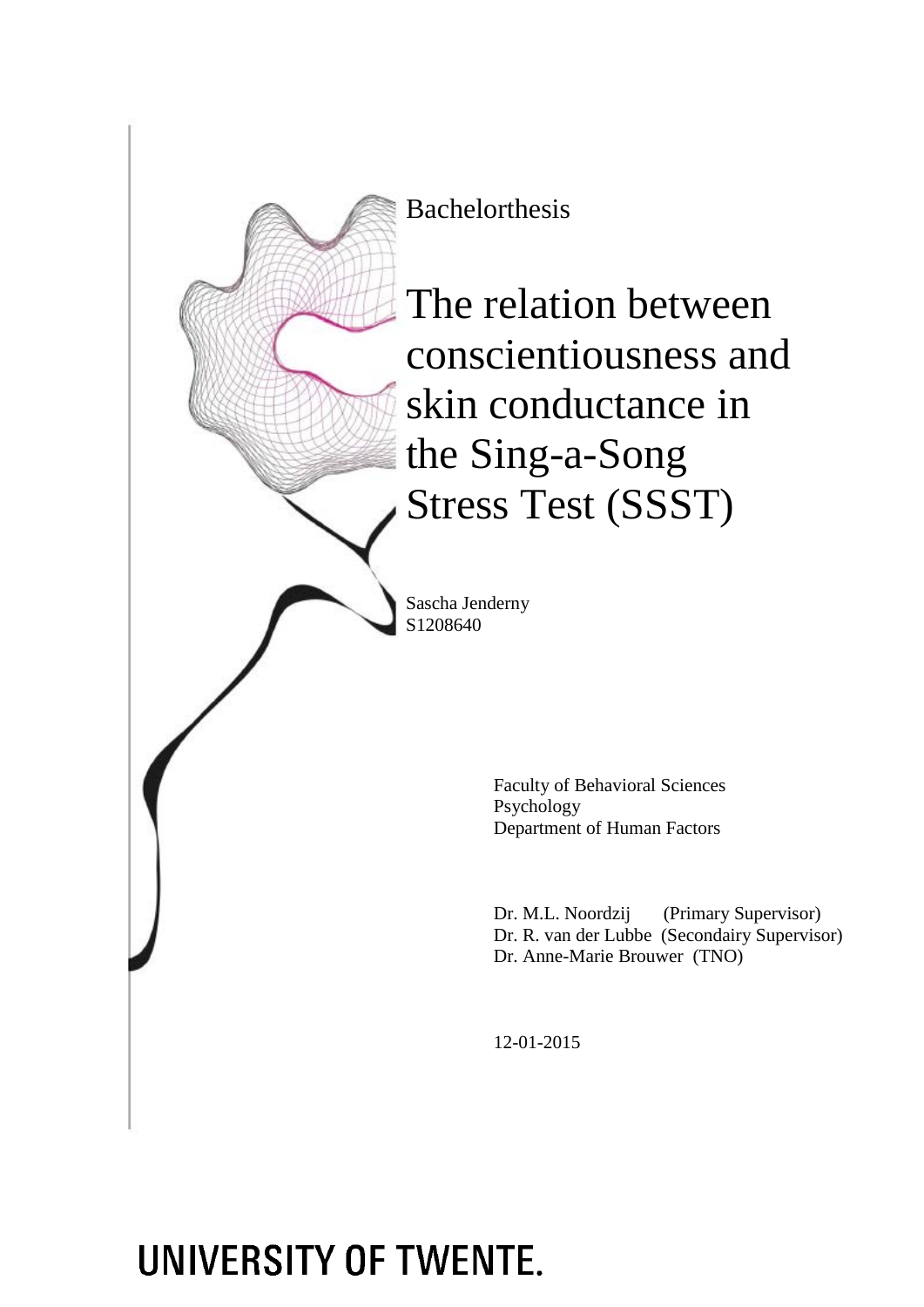Bachelorthesis

# The relation between conscientiousness and skin conductance in the Sing-a-Song Stress Test (SSST)

Sascha Jenderny
S1208640

Faculty of Behavioral Sciences
Psychology
Department of Human Factors

Dr. M.L. Noordzij (Primary Supervisor)
Dr. R. van der Lubbe (Secondairy Supervisor)
Dr. Anne-Marie Brouwer (TNO)

12-01-2015

UNIVERSITY OF TWENTE.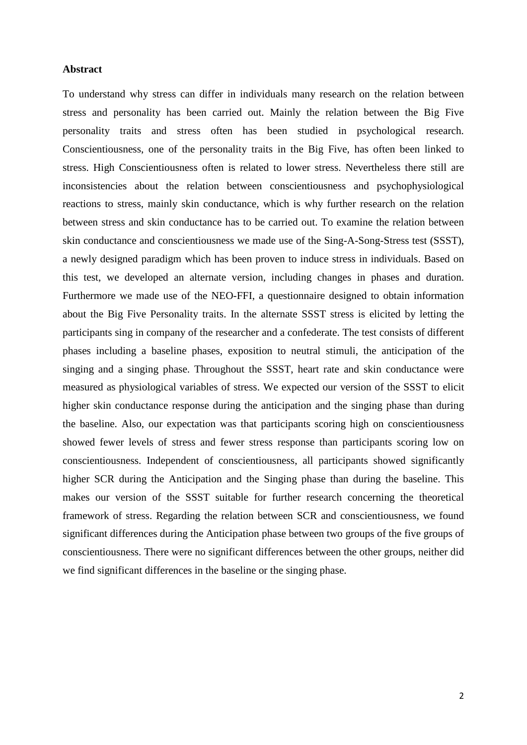**Abstract**

To understand why stress can differ in individuals many research on the relation between stress and personality has been carried out. Mainly the relation between the Big Five personality traits and stress often has been studied in psychological research. Conscientiousness, one of the personality traits in the Big Five, has often been linked to stress. High Conscientiousness often is related to lower stress. Nevertheless there still are inconsistencies about the relation between conscientiousness and psychophysiological reactions to stress, mainly skin conductance, which is why further research on the relation between stress and skin conductance has to be carried out. To examine the relation between skin conductance and conscientiousness we made use of the Sing-A-Song-Stress test (SSST), a newly designed paradigm which has been proven to induce stress in individuals. Based on this test, we developed an alternate version, including changes in phases and duration. Furthermore we made use of the NEO-FFI, a questionnaire designed to obtain information about the Big Five Personality traits. In the alternate SSST stress is elicited by letting the participants sing in company of the researcher and a confederate. The test consists of different phases including a baseline phases, exposition to neutral stimuli, the anticipation of the singing and a singing phase. Throughout the SSST, heart rate and skin conductance were measured as physiological variables of stress. We expected our version of the SSST to elicit higher skin conductance response during the anticipation and the singing phase than during the baseline. Also, our expectation was that participants scoring high on conscientiousness showed fewer levels of stress and fewer stress response than participants scoring low on conscientiousness. Independent of conscientiousness, all participants showed significantly higher SCR during the Anticipation and the Singing phase than during the baseline. This makes our version of the SSST suitable for further research concerning the theoretical framework of stress. Regarding the relation between SCR and conscientiousness, we found significant differences during the Anticipation phase between two groups of the five groups of conscientiousness. There were no significant differences between the other groups, neither did we find significant differences in the baseline or the singing phase.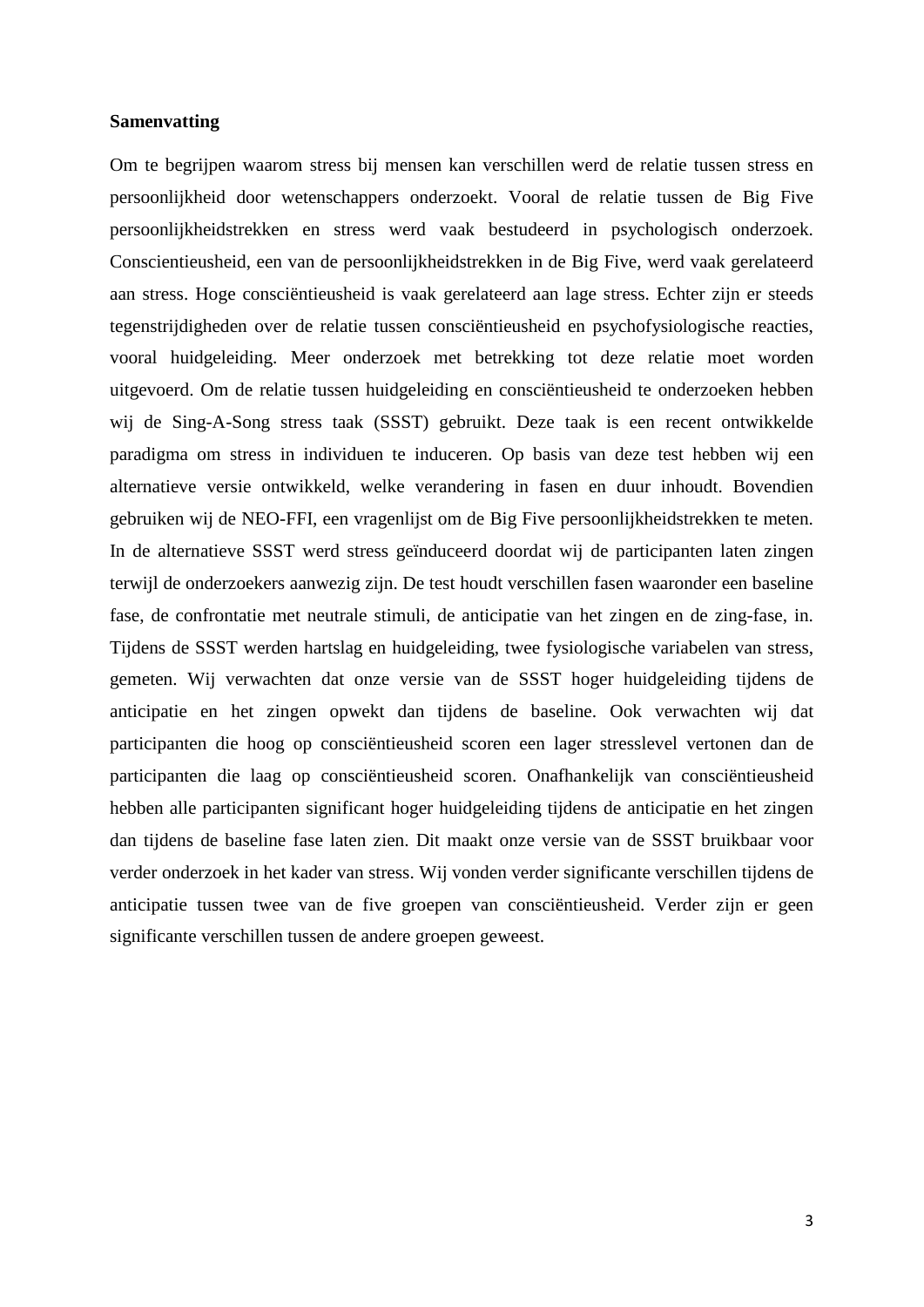**Samenvatting**

Om te begrijpen waarom stress bij mensen kan verschillen werd de relatie tussen stress en persoonlijkheid door wetenschappers onderzoekt. Vooral de relatie tussen de Big Five persoonlijkheidstrekken en stress werd vaak bestudeerd in psychologisch onderzoek. Conscientieusheid, een van de persoonlijkheidstrekken in de Big Five, werd vaak gerelateerd aan stress. Hoge consciëntieusheid is vaak gerelateerd aan lage stress. Echter zijn er steeds tegenstrijdigheden over de relatie tussen consciëntieusheid en psychofysiologische reacties, vooral huidgeleiding. Meer onderzoek met betrekking tot deze relatie moet worden uitgevoerd. Om de relatie tussen huidgeleiding en consciëntieusheid te onderzoeken hebben wij de Sing-A-Song stress taak (SSST) gebruikt. Deze taak is een recent ontwikkelde paradigma om stress in individuen te induceren. Op basis van deze test hebben wij een alternatieve versie ontwikkeld, welke verandering in fasen en duur inhoudt. Bovendien gebruiken wij de NEO-FFI, een vragenlijst om de Big Five persoonlijkheidstrekken te meten. In de alternatieve SSST werd stress geïnduceerd doordat wij de participanten laten zingen terwijl de onderzoekers aanwezig zijn. De test houdt verschillen fasen waaronder een baseline fase, de confrontatie met neutrale stimuli, de anticipatie van het zingen en de zing-fase, in. Tijdens de SSST werden hartslag en huidgeleiding, twee fysiologische variabelen van stress, gemeten. Wij verwachten dat onze versie van de SSST hoger huidgeleiding tijdens de anticipatie en het zingen opwekt dan tijdens de baseline. Ook verwachten wij dat participanten die hoog op consciëntieusheid scoren een lager stresslevel vertonen dan de participanten die laag op consciëntieusheid scoren. Onafhankelijk van consciëntieusheid hebben alle participanten significant hoger huidgeleiding tijdens de anticipatie en het zingen dan tijdens de baseline fase laten zien. Dit maakt onze versie van de SSST bruikbaar voor verder onderzoek in het kader van stress. Wij vonden verder significante verschillen tijdens de anticipatie tussen twee van de five groepen van consciëntieusheid. Verder zijn er geen significante verschillen tussen de andere groepen geweest.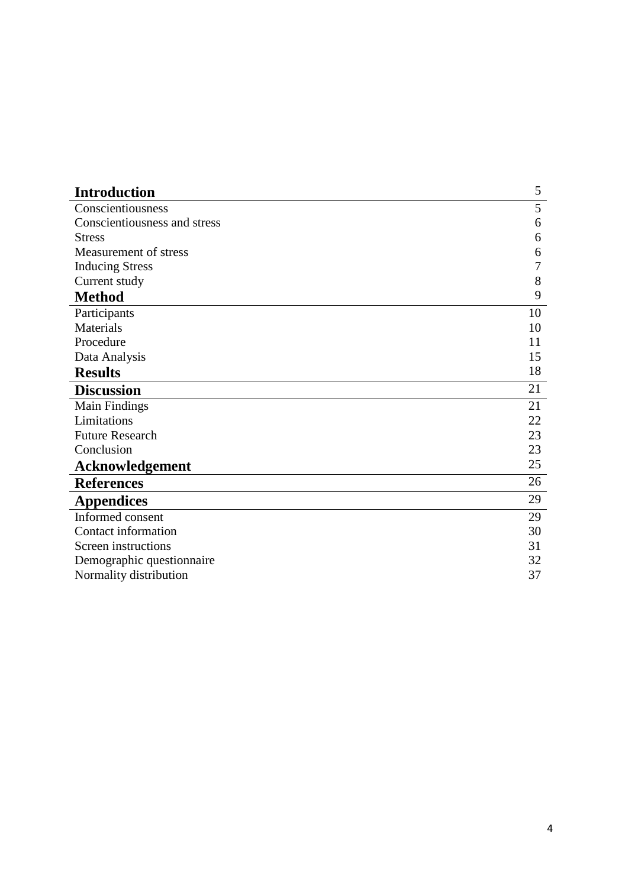| **Introduction** | 5 |
|---|---|
| Conscientiousness | 5 |
| Conscientiousness and stress | 6 |
| Stress | 6 |
| Measurement of stress | 6 |
| Inducing Stress | 7 |
| Current study | 8 |
| **Method** | 9 |
| Participants | 10 |
| Materials | 10 |
| Procedure | 11 |
| Data Analysis | 15 |
| **Results** | 18 |
| **Discussion** | 21 |
| Main Findings | 21 |
| Limitations | 22 |
| Future Research | 23 |
| Conclusion | 23 |
| **Acknowledgement** | 25 |
| **References** | 26 |
| **Appendices** | 29 |
| Informed consent | 29 |
| Contact information | 30 |
| Screen instructions | 31 |
| Demographic questionnaire | 32 |
| Normality distribution | 37 |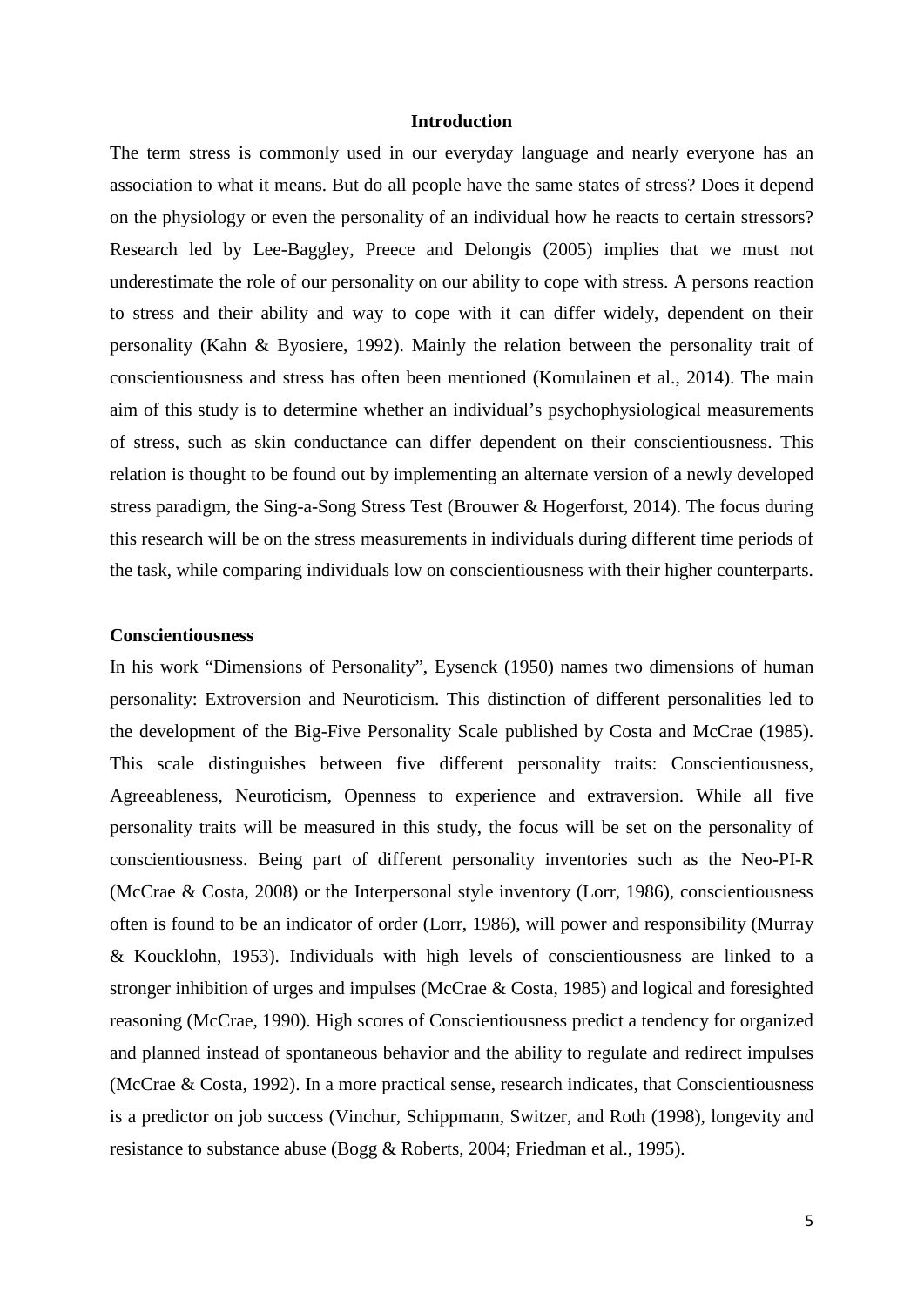## Introduction

The term stress is commonly used in our everyday language and nearly everyone has an association to what it means. But do all people have the same states of stress? Does it depend on the physiology or even the personality of an individual how he reacts to certain stressors? Research led by Lee-Baggley, Preece and Delongis (2005) implies that we must not underestimate the role of our personality on our ability to cope with stress. A persons reaction to stress and their ability and way to cope with it can differ widely, dependent on their personality (Kahn & Byosiere, 1992). Mainly the relation between the personality trait of conscientiousness and stress has often been mentioned (Komulainen et al., 2014). The main aim of this study is to determine whether an individual's psychophysiological measurements of stress, such as skin conductance can differ dependent on their conscientiousness. This relation is thought to be found out by implementing an alternate version of a newly developed stress paradigm, the Sing-a-Song Stress Test (Brouwer & Hogerforst, 2014). The focus during this research will be on the stress measurements in individuals during different time periods of the task, while comparing individuals low on conscientiousness with their higher counterparts.

### Conscientiousness

In his work "Dimensions of Personality", Eysenck (1950) names two dimensions of human personality: Extroversion and Neuroticism. This distinction of different personalities led to the development of the Big-Five Personality Scale published by Costa and McCrae (1985). This scale distinguishes between five different personality traits: Conscientiousness, Agreeableness, Neuroticism, Openness to experience and extraversion. While all five personality traits will be measured in this study, the focus will be set on the personality of conscientiousness. Being part of different personality inventories such as the Neo-PI-R (McCrae & Costa, 2008) or the Interpersonal style inventory (Lorr, 1986), conscientiousness often is found to be an indicator of order (Lorr, 1986), will power and responsibility (Murray & Koucklohn, 1953). Individuals with high levels of conscientiousness are linked to a stronger inhibition of urges and impulses (McCrae & Costa, 1985) and logical and foresighted reasoning (McCrae, 1990). High scores of Conscientiousness predict a tendency for organized and planned instead of spontaneous behavior and the ability to regulate and redirect impulses (McCrae & Costa, 1992). In a more practical sense, research indicates, that Conscientiousness is a predictor on job success (Vinchur, Schippmann, Switzer, and Roth (1998), longevity and resistance to substance abuse (Bogg & Roberts, 2004; Friedman et al., 1995).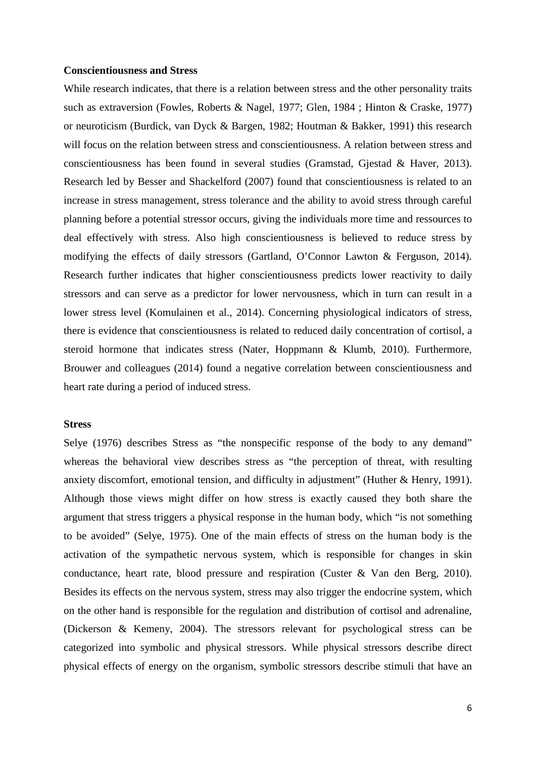**Conscientiousness and Stress**

While research indicates, that there is a relation between stress and the other personality traits such as extraversion (Fowles, Roberts & Nagel, 1977; Glen, 1984 ; Hinton & Craske, 1977) or neuroticism (Burdick, van Dyck & Bargen, 1982; Houtman & Bakker, 1991) this research will focus on the relation between stress and conscientiousness. A relation between stress and conscientiousness has been found in several studies (Gramstad, Gjestad & Haver, 2013). Research led by Besser and Shackelford (2007) found that conscientiousness is related to an increase in stress management, stress tolerance and the ability to avoid stress through careful planning before a potential stressor occurs, giving the individuals more time and ressources to deal effectively with stress. Also high conscientiousness is believed to reduce stress by modifying the effects of daily stressors (Gartland, O'Connor Lawton & Ferguson, 2014). Research further indicates that higher conscientiousness predicts lower reactivity to daily stressors and can serve as a predictor for lower nervousness, which in turn can result in a lower stress level (Komulainen et al., 2014). Concerning physiological indicators of stress, there is evidence that conscientiousness is related to reduced daily concentration of cortisol, a steroid hormone that indicates stress (Nater, Hoppmann & Klumb, 2010). Furthermore, Brouwer and colleagues (2014) found a negative correlation between conscientiousness and heart rate during a period of induced stress.

**Stress**

Selye (1976) describes Stress as "the nonspecific response of the body to any demand" whereas the behavioral view describes stress as "the perception of threat, with resulting anxiety discomfort, emotional tension, and difficulty in adjustment" (Huther & Henry, 1991). Although those views might differ on how stress is exactly caused they both share the argument that stress triggers a physical response in the human body, which "is not something to be avoided" (Selye, 1975). One of the main effects of stress on the human body is the activation of the sympathetic nervous system, which is responsible for changes in skin conductance, heart rate, blood pressure and respiration (Custer & Van den Berg, 2010). Besides its effects on the nervous system, stress may also trigger the endocrine system, which on the other hand is responsible for the regulation and distribution of cortisol and adrenaline, (Dickerson & Kemeny, 2004). The stressors relevant for psychological stress can be categorized into symbolic and physical stressors. While physical stressors describe direct physical effects of energy on the organism, symbolic stressors describe stimuli that have an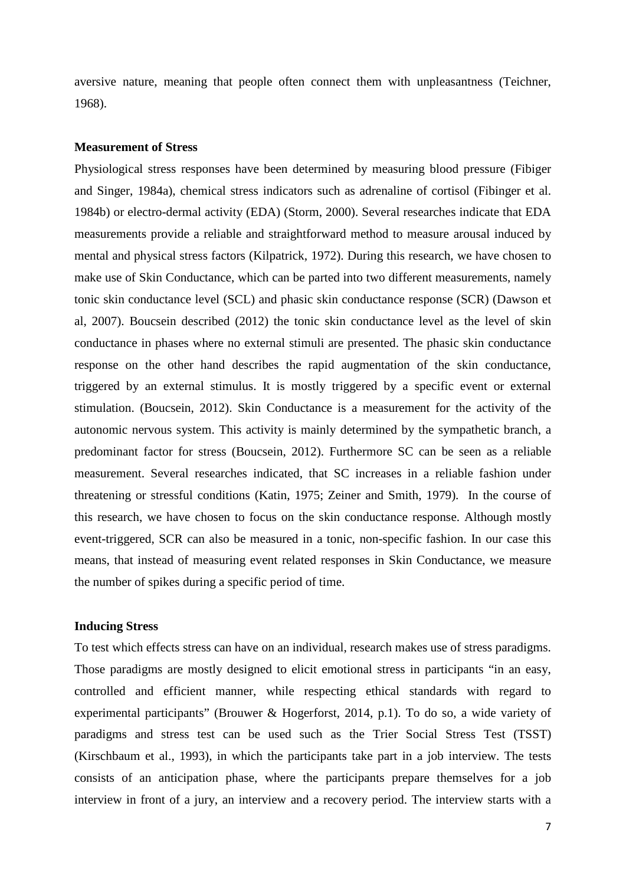aversive nature, meaning that people often connect them with unpleasantness (Teichner, 1968).

**Measurement of Stress**

Physiological stress responses have been determined by measuring blood pressure (Fibiger and Singer, 1984a), chemical stress indicators such as adrenaline of cortisol (Fibinger et al. 1984b) or electro-dermal activity (EDA) (Storm, 2000). Several researches indicate that EDA measurements provide a reliable and straightforward method to measure arousal induced by mental and physical stress factors (Kilpatrick, 1972). During this research, we have chosen to make use of Skin Conductance, which can be parted into two different measurements, namely tonic skin conductance level (SCL) and phasic skin conductance response (SCR) (Dawson et al, 2007). Boucsein described (2012) the tonic skin conductance level as the level of skin conductance in phases where no external stimuli are presented. The phasic skin conductance response on the other hand describes the rapid augmentation of the skin conductance, triggered by an external stimulus. It is mostly triggered by a specific event or external stimulation. (Boucsein, 2012). Skin Conductance is a measurement for the activity of the autonomic nervous system. This activity is mainly determined by the sympathetic branch, a predominant factor for stress (Boucsein, 2012). Furthermore SC can be seen as a reliable measurement. Several researches indicated, that SC increases in a reliable fashion under threatening or stressful conditions (Katin, 1975; Zeiner and Smith, 1979). In the course of this research, we have chosen to focus on the skin conductance response. Although mostly event-triggered, SCR can also be measured in a tonic, non-specific fashion. In our case this means, that instead of measuring event related responses in Skin Conductance, we measure the number of spikes during a specific period of time.

**Inducing Stress**

To test which effects stress can have on an individual, research makes use of stress paradigms. Those paradigms are mostly designed to elicit emotional stress in participants "in an easy, controlled and efficient manner, while respecting ethical standards with regard to experimental participants" (Brouwer & Hogerforst, 2014, p.1). To do so, a wide variety of paradigms and stress test can be used such as the Trier Social Stress Test (TSST) (Kirschbaum et al., 1993), in which the participants take part in a job interview. The tests consists of an anticipation phase, where the participants prepare themselves for a job interview in front of a jury, an interview and a recovery period. The interview starts with a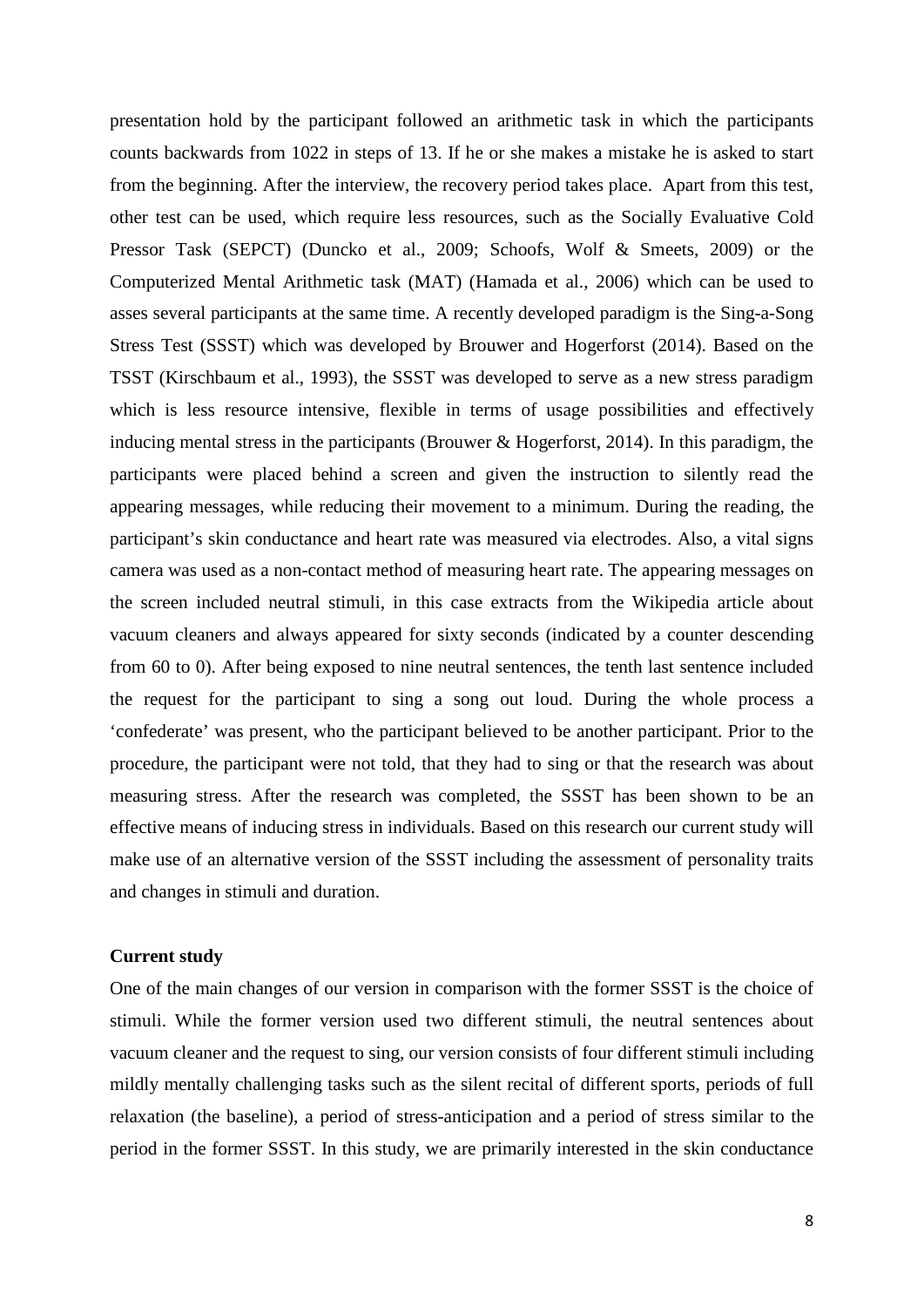presentation hold by the participant followed an arithmetic task in which the participants counts backwards from 1022 in steps of 13. If he or she makes a mistake he is asked to start from the beginning. After the interview, the recovery period takes place. Apart from this test, other test can be used, which require less resources, such as the Socially Evaluative Cold Pressor Task (SEPCT) (Duncko et al., 2009; Schoofs, Wolf & Smeets, 2009) or the Computerized Mental Arithmetic task (MAT) (Hamada et al., 2006) which can be used to asses several participants at the same time. A recently developed paradigm is the Sing-a-Song Stress Test (SSST) which was developed by Brouwer and Hogerforst (2014). Based on the TSST (Kirschbaum et al., 1993), the SSST was developed to serve as a new stress paradigm which is less resource intensive, flexible in terms of usage possibilities and effectively inducing mental stress in the participants (Brouwer & Hogerforst, 2014). In this paradigm, the participants were placed behind a screen and given the instruction to silently read the appearing messages, while reducing their movement to a minimum. During the reading, the participant's skin conductance and heart rate was measured via electrodes. Also, a vital signs camera was used as a non-contact method of measuring heart rate. The appearing messages on the screen included neutral stimuli, in this case extracts from the Wikipedia article about vacuum cleaners and always appeared for sixty seconds (indicated by a counter descending from 60 to 0). After being exposed to nine neutral sentences, the tenth last sentence included the request for the participant to sing a song out loud. During the whole process a 'confederate' was present, who the participant believed to be another participant. Prior to the procedure, the participant were not told, that they had to sing or that the research was about measuring stress. After the research was completed, the SSST has been shown to be an effective means of inducing stress in individuals. Based on this research our current study will make use of an alternative version of the SSST including the assessment of personality traits and changes in stimuli and duration.

**Current study**

One of the main changes of our version in comparison with the former SSST is the choice of stimuli. While the former version used two different stimuli, the neutral sentences about vacuum cleaner and the request to sing, our version consists of four different stimuli including mildly mentally challenging tasks such as the silent recital of different sports, periods of full relaxation (the baseline), a period of stress-anticipation and a period of stress similar to the period in the former SSST. In this study, we are primarily interested in the skin conductance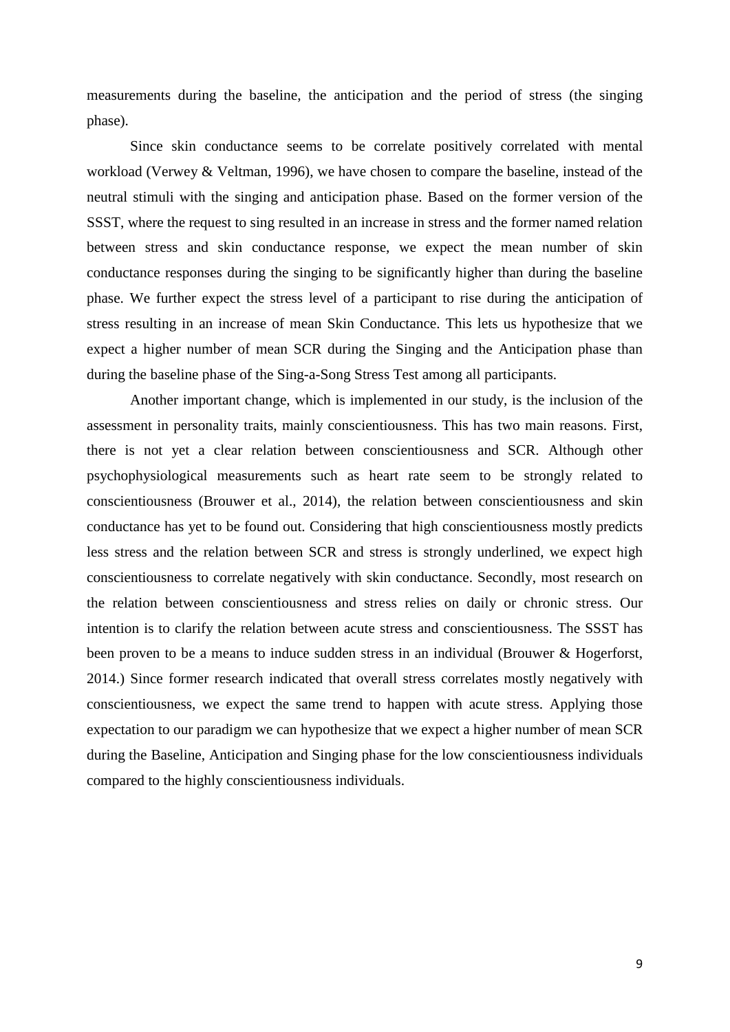measurements during the baseline, the anticipation and the period of stress (the singing phase).

Since skin conductance seems to be correlate positively correlated with mental workload (Verwey & Veltman, 1996), we have chosen to compare the baseline, instead of the neutral stimuli with the singing and anticipation phase. Based on the former version of the SSST, where the request to sing resulted in an increase in stress and the former named relation between stress and skin conductance response, we expect the mean number of skin conductance responses during the singing to be significantly higher than during the baseline phase. We further expect the stress level of a participant to rise during the anticipation of stress resulting in an increase of mean Skin Conductance. This lets us hypothesize that we expect a higher number of mean SCR during the Singing and the Anticipation phase than during the baseline phase of the Sing-a-Song Stress Test among all participants.

Another important change, which is implemented in our study, is the inclusion of the assessment in personality traits, mainly conscientiousness. This has two main reasons. First, there is not yet a clear relation between conscientiousness and SCR. Although other psychophysiological measurements such as heart rate seem to be strongly related to conscientiousness (Brouwer et al., 2014), the relation between conscientiousness and skin conductance has yet to be found out. Considering that high conscientiousness mostly predicts less stress and the relation between SCR and stress is strongly underlined, we expect high conscientiousness to correlate negatively with skin conductance. Secondly, most research on the relation between conscientiousness and stress relies on daily or chronic stress. Our intention is to clarify the relation between acute stress and conscientiousness. The SSST has been proven to be a means to induce sudden stress in an individual (Brouwer & Hogerforst, 2014.) Since former research indicated that overall stress correlates mostly negatively with conscientiousness, we expect the same trend to happen with acute stress. Applying those expectation to our paradigm we can hypothesize that we expect a higher number of mean SCR during the Baseline, Anticipation and Singing phase for the low conscientiousness individuals compared to the highly conscientiousness individuals.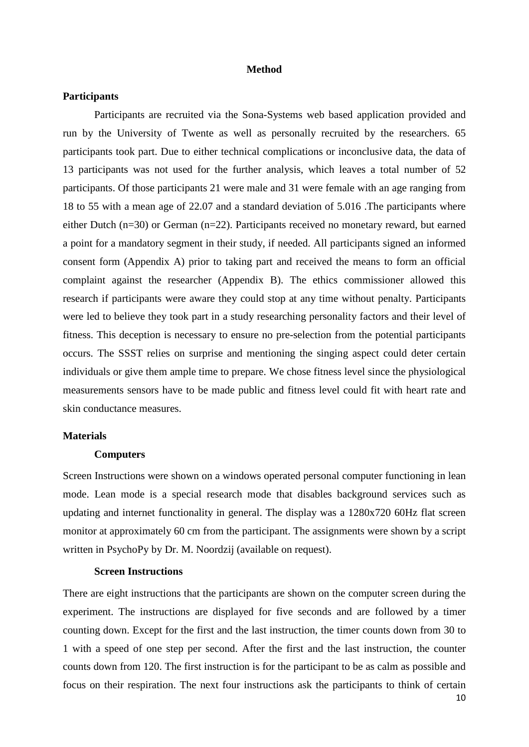# Method

## Participants

Participants are recruited via the Sona-Systems web based application provided and run by the University of Twente as well as personally recruited by the researchers. 65 participants took part. Due to either technical complications or inconclusive data, the data of 13 participants was not used for the further analysis, which leaves a total number of 52 participants. Of those participants 21 were male and 31 were female with an age ranging from 18 to 55 with a mean age of 22.07 and a standard deviation of 5.016 .The participants where either Dutch (n=30) or German (n=22). Participants received no monetary reward, but earned a point for a mandatory segment in their study, if needed. All participants signed an informed consent form (Appendix A) prior to taking part and received the means to form an official complaint against the researcher (Appendix B). The ethics commissioner allowed this research if participants were aware they could stop at any time without penalty. Participants were led to believe they took part in a study researching personality factors and their level of fitness. This deception is necessary to ensure no pre-selection from the potential participants occurs. The SSST relies on surprise and mentioning the singing aspect could deter certain individuals or give them ample time to prepare. We chose fitness level since the physiological measurements sensors have to be made public and fitness level could fit with heart rate and skin conductance measures.

## Materials

### Computers

Screen Instructions were shown on a windows operated personal computer functioning in lean mode. Lean mode is a special research mode that disables background services such as updating and internet functionality in general. The display was a 1280x720 60Hz flat screen monitor at approximately 60 cm from the participant. The assignments were shown by a script written in PsychoPy by Dr. M. Noordzij (available on request).

### Screen Instructions

There are eight instructions that the participants are shown on the computer screen during the experiment. The instructions are displayed for five seconds and are followed by a timer counting down. Except for the first and the last instruction, the timer counts down from 30 to 1 with a speed of one step per second. After the first and the last instruction, the counter counts down from 120. The first instruction is for the participant to be as calm as possible and focus on their respiration. The next four instructions ask the participants to think of certain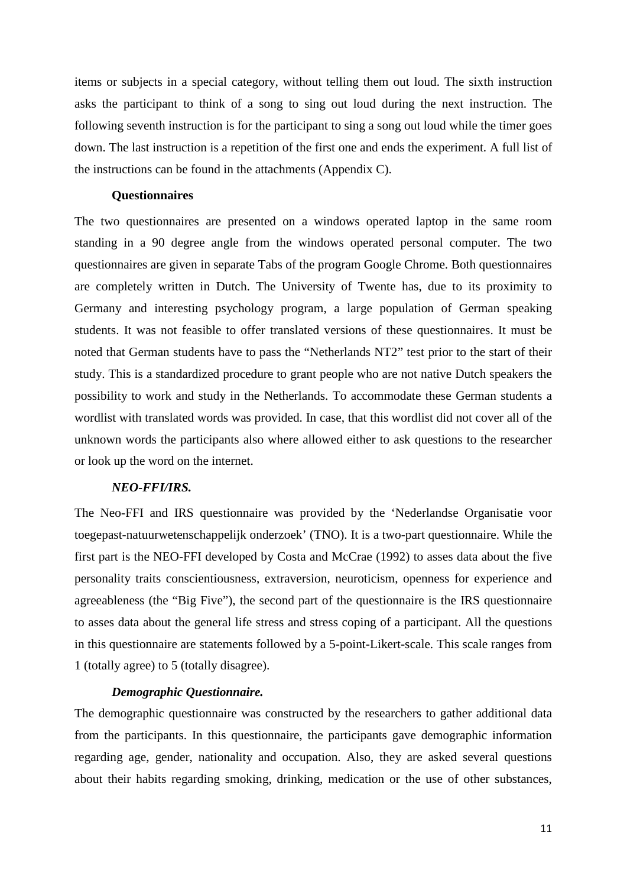items or subjects in a special category, without telling them out loud. The sixth instruction asks the participant to think of a song to sing out loud during the next instruction. The following seventh instruction is for the participant to sing a song out loud while the timer goes down. The last instruction is a repetition of the first one and ends the experiment. A full list of the instructions can be found in the attachments (Appendix C).

### Questionnaires

The two questionnaires are presented on a windows operated laptop in the same room standing in a 90 degree angle from the windows operated personal computer. The two questionnaires are given in separate Tabs of the program Google Chrome. Both questionnaires are completely written in Dutch. The University of Twente has, due to its proximity to Germany and interesting psychology program, a large population of German speaking students. It was not feasible to offer translated versions of these questionnaires. It must be noted that German students have to pass the "Netherlands NT2" test prior to the start of their study. This is a standardized procedure to grant people who are not native Dutch speakers the possibility to work and study in the Netherlands. To accommodate these German students a wordlist with translated words was provided. In case, that this wordlist did not cover all of the unknown words the participants also where allowed either to ask questions to the researcher or look up the word on the internet.

#### *NEO-FFI/IRS.*

The Neo-FFI and IRS questionnaire was provided by the 'Nederlandse Organisatie voor toegepast-natuurwetenschappelijk onderzoek' (TNO). It is a two-part questionnaire. While the first part is the NEO-FFI developed by Costa and McCrae (1992) to asses data about the five personality traits conscientiousness, extraversion, neuroticism, openness for experience and agreeableness (the "Big Five"), the second part of the questionnaire is the IRS questionnaire to asses data about the general life stress and stress coping of a participant. All the questions in this questionnaire are statements followed by a 5-point-Likert-scale. This scale ranges from 1 (totally agree) to 5 (totally disagree).

#### *Demographic Questionnaire.*

The demographic questionnaire was constructed by the researchers to gather additional data from the participants. In this questionnaire, the participants gave demographic information regarding age, gender, nationality and occupation. Also, they are asked several questions about their habits regarding smoking, drinking, medication or the use of other substances,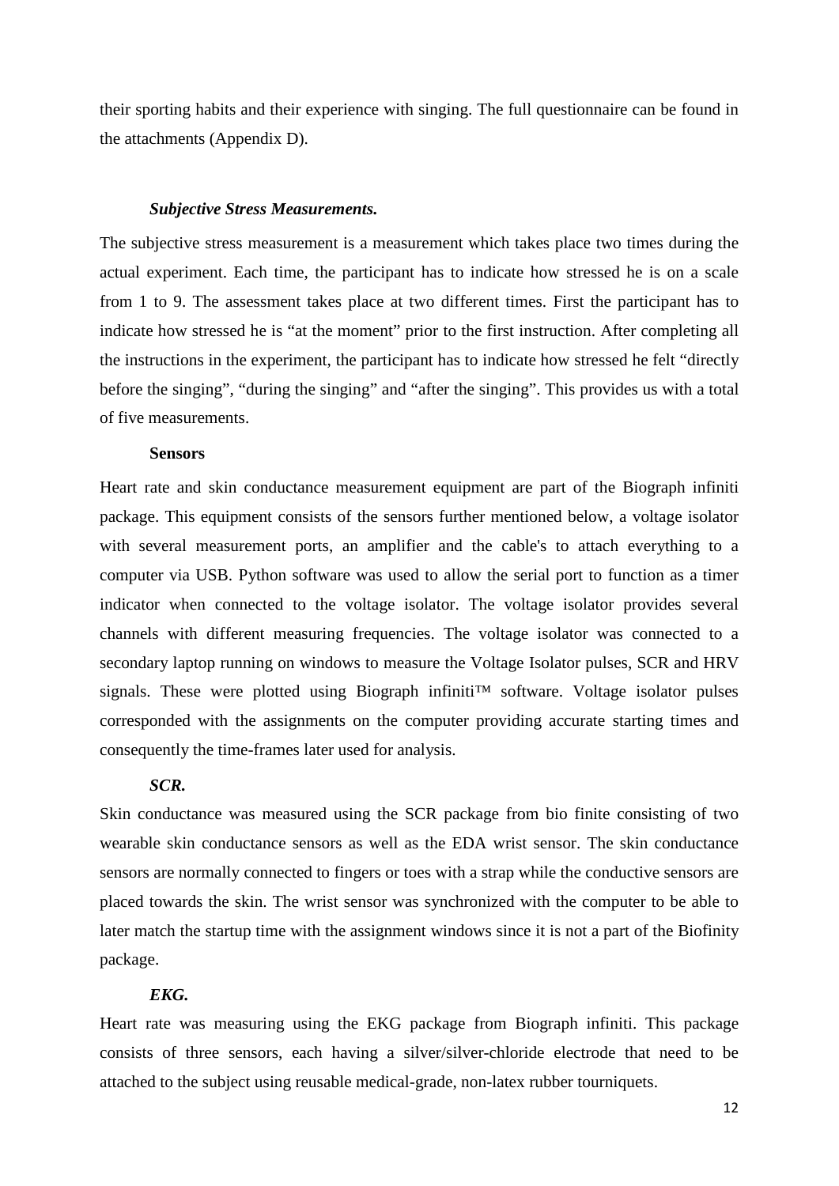their sporting habits and their experience with singing. The full questionnaire can be found in the attachments (Appendix D).

### *Subjective Stress Measurements.*

The subjective stress measurement is a measurement which takes place two times during the actual experiment. Each time, the participant has to indicate how stressed he is on a scale from 1 to 9. The assessment takes place at two different times. First the participant has to indicate how stressed he is "at the moment" prior to the first instruction. After completing all the instructions in the experiment, the participant has to indicate how stressed he felt "directly before the singing", "during the singing" and "after the singing". This provides us with a total of five measurements.

### **Sensors**

Heart rate and skin conductance measurement equipment are part of the Biograph infiniti package. This equipment consists of the sensors further mentioned below, a voltage isolator with several measurement ports, an amplifier and the cable's to attach everything to a computer via USB. Python software was used to allow the serial port to function as a timer indicator when connected to the voltage isolator. The voltage isolator provides several channels with different measuring frequencies. The voltage isolator was connected to a secondary laptop running on windows to measure the Voltage Isolator pulses, SCR and HRV signals. These were plotted using Biograph infiniti™ software. Voltage isolator pulses corresponded with the assignments on the computer providing accurate starting times and consequently the time-frames later used for analysis.

### *SCR.*

Skin conductance was measured using the SCR package from bio finite consisting of two wearable skin conductance sensors as well as the EDA wrist sensor. The skin conductance sensors are normally connected to fingers or toes with a strap while the conductive sensors are placed towards the skin. The wrist sensor was synchronized with the computer to be able to later match the startup time with the assignment windows since it is not a part of the Biofinity package.

### *EKG.*

Heart rate was measuring using the EKG package from Biograph infiniti. This package consists of three sensors, each having a silver/silver-chloride electrode that need to be attached to the subject using reusable medical-grade, non-latex rubber tourniquets.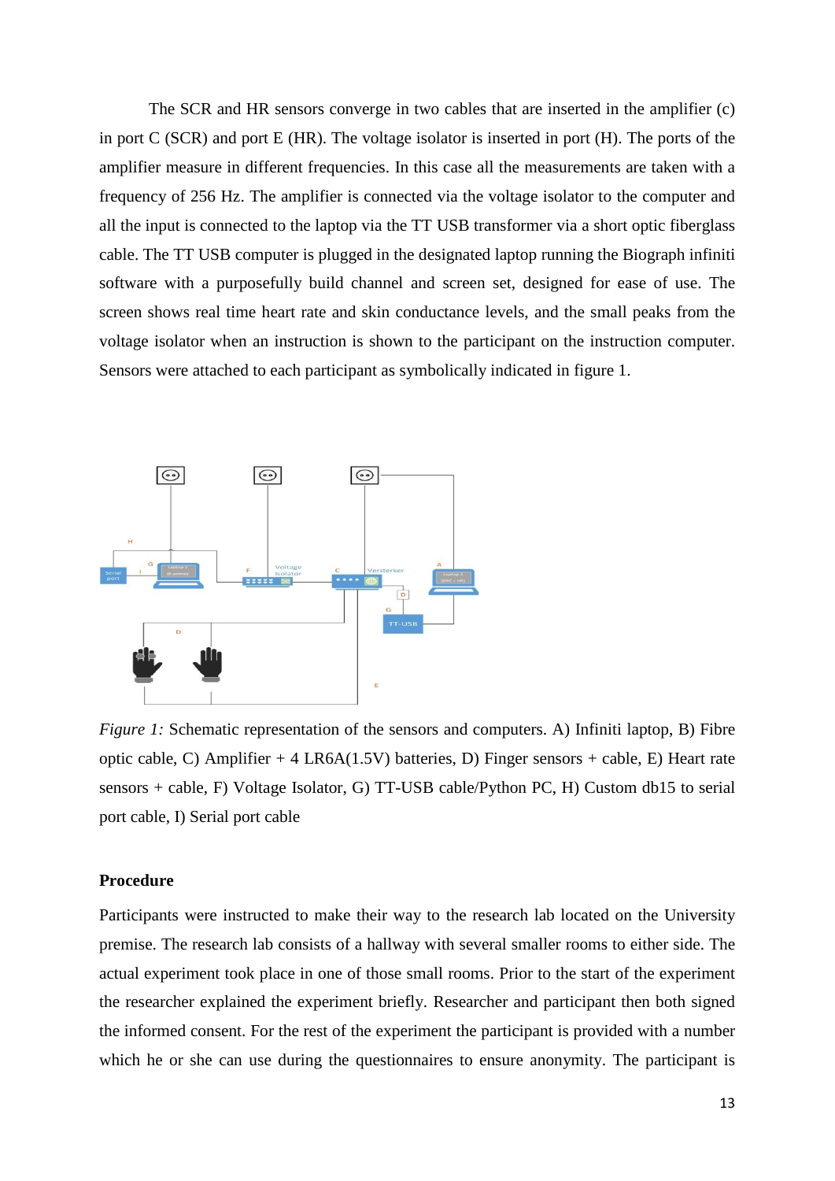The SCR and HR sensors converge in two cables that are inserted in the amplifier (c) in port C (SCR) and port E (HR). The voltage isolator is inserted in port (H). The ports of the amplifier measure in different frequencies. In this case all the measurements are taken with a frequency of 256 Hz. The amplifier is connected via the voltage isolator to the computer and all the input is connected to the laptop via the TT USB transformer via a short optic fiberglass cable. The TT USB computer is plugged in the designated laptop running the Biograph infiniti software with a purposefully build channel and screen set, designed for ease of use. The screen shows real time heart rate and skin conductance levels, and the small peaks from the voltage isolator when an instruction is shown to the participant on the instruction computer. Sensors were attached to each participant as symbolically indicated in figure 1.

*Figure 1:* Schematic representation of the sensors and computers. A) Infiniti laptop, B) Fibre optic cable, C) Amplifier + 4 LR6A(1.5V) batteries, D) Finger sensors + cable, E) Heart rate sensors + cable, F) Voltage Isolator, G) TT-USB cable/Python PC, H) Custom db15 to serial port cable, I) Serial port cable

**Procedure**

Participants were instructed to make their way to the research lab located on the University premise. The research lab consists of a hallway with several smaller rooms to either side. The actual experiment took place in one of those small rooms. Prior to the start of the experiment the researcher explained the experiment briefly. Researcher and participant then both signed the informed consent. For the rest of the experiment the participant is provided with a number which he or she can use during the questionnaires to ensure anonymity. The participant is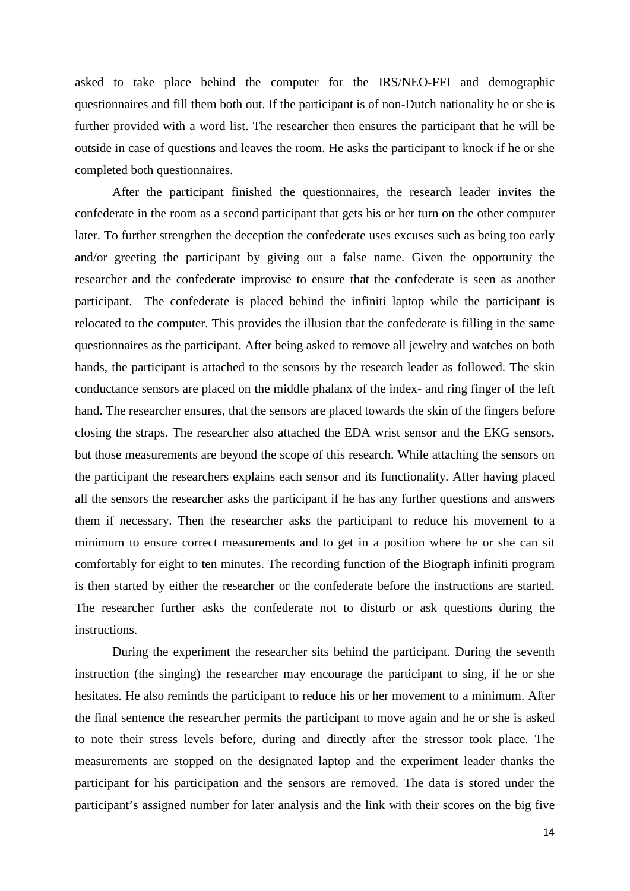asked to take place behind the computer for the IRS/NEO-FFI and demographic questionnaires and fill them both out. If the participant is of non-Dutch nationality he or she is further provided with a word list. The researcher then ensures the participant that he will be outside in case of questions and leaves the room. He asks the participant to knock if he or she completed both questionnaires.

After the participant finished the questionnaires, the research leader invites the confederate in the room as a second participant that gets his or her turn on the other computer later. To further strengthen the deception the confederate uses excuses such as being too early and/or greeting the participant by giving out a false name. Given the opportunity the researcher and the confederate improvise to ensure that the confederate is seen as another participant. The confederate is placed behind the infiniti laptop while the participant is relocated to the computer. This provides the illusion that the confederate is filling in the same questionnaires as the participant. After being asked to remove all jewelry and watches on both hands, the participant is attached to the sensors by the research leader as followed. The skin conductance sensors are placed on the middle phalanx of the index- and ring finger of the left hand. The researcher ensures, that the sensors are placed towards the skin of the fingers before closing the straps. The researcher also attached the EDA wrist sensor and the EKG sensors, but those measurements are beyond the scope of this research. While attaching the sensors on the participant the researchers explains each sensor and its functionality. After having placed all the sensors the researcher asks the participant if he has any further questions and answers them if necessary. Then the researcher asks the participant to reduce his movement to a minimum to ensure correct measurements and to get in a position where he or she can sit comfortably for eight to ten minutes. The recording function of the Biograph infiniti program is then started by either the researcher or the confederate before the instructions are started. The researcher further asks the confederate not to disturb or ask questions during the instructions.

During the experiment the researcher sits behind the participant. During the seventh instruction (the singing) the researcher may encourage the participant to sing, if he or she hesitates. He also reminds the participant to reduce his or her movement to a minimum. After the final sentence the researcher permits the participant to move again and he or she is asked to note their stress levels before, during and directly after the stressor took place. The measurements are stopped on the designated laptop and the experiment leader thanks the participant for his participation and the sensors are removed. The data is stored under the participant's assigned number for later analysis and the link with their scores on the big five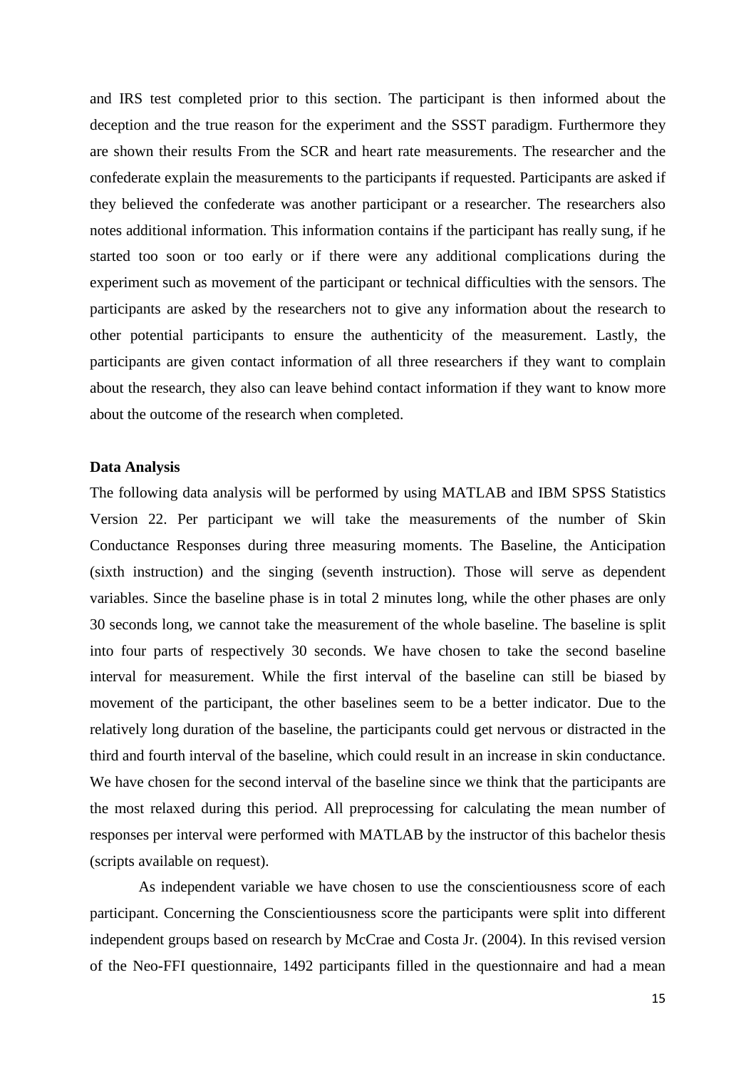and IRS test completed prior to this section. The participant is then informed about the deception and the true reason for the experiment and the SSST paradigm. Furthermore they are shown their results From the SCR and heart rate measurements. The researcher and the confederate explain the measurements to the participants if requested. Participants are asked if they believed the confederate was another participant or a researcher. The researchers also notes additional information. This information contains if the participant has really sung, if he started too soon or too early or if there were any additional complications during the experiment such as movement of the participant or technical difficulties with the sensors. The participants are asked by the researchers not to give any information about the research to other potential participants to ensure the authenticity of the measurement. Lastly, the participants are given contact information of all three researchers if they want to complain about the research, they also can leave behind contact information if they want to know more about the outcome of the research when completed.

**Data Analysis**

The following data analysis will be performed by using MATLAB and IBM SPSS Statistics Version 22. Per participant we will take the measurements of the number of Skin Conductance Responses during three measuring moments. The Baseline, the Anticipation (sixth instruction) and the singing (seventh instruction). Those will serve as dependent variables. Since the baseline phase is in total 2 minutes long, while the other phases are only 30 seconds long, we cannot take the measurement of the whole baseline. The baseline is split into four parts of respectively 30 seconds. We have chosen to take the second baseline interval for measurement. While the first interval of the baseline can still be biased by movement of the participant, the other baselines seem to be a better indicator. Due to the relatively long duration of the baseline, the participants could get nervous or distracted in the third and fourth interval of the baseline, which could result in an increase in skin conductance. We have chosen for the second interval of the baseline since we think that the participants are the most relaxed during this period. All preprocessing for calculating the mean number of responses per interval were performed with MATLAB by the instructor of this bachelor thesis (scripts available on request).

As independent variable we have chosen to use the conscientiousness score of each participant. Concerning the Conscientiousness score the participants were split into different independent groups based on research by McCrae and Costa Jr. (2004). In this revised version of the Neo-FFI questionnaire, 1492 participants filled in the questionnaire and had a mean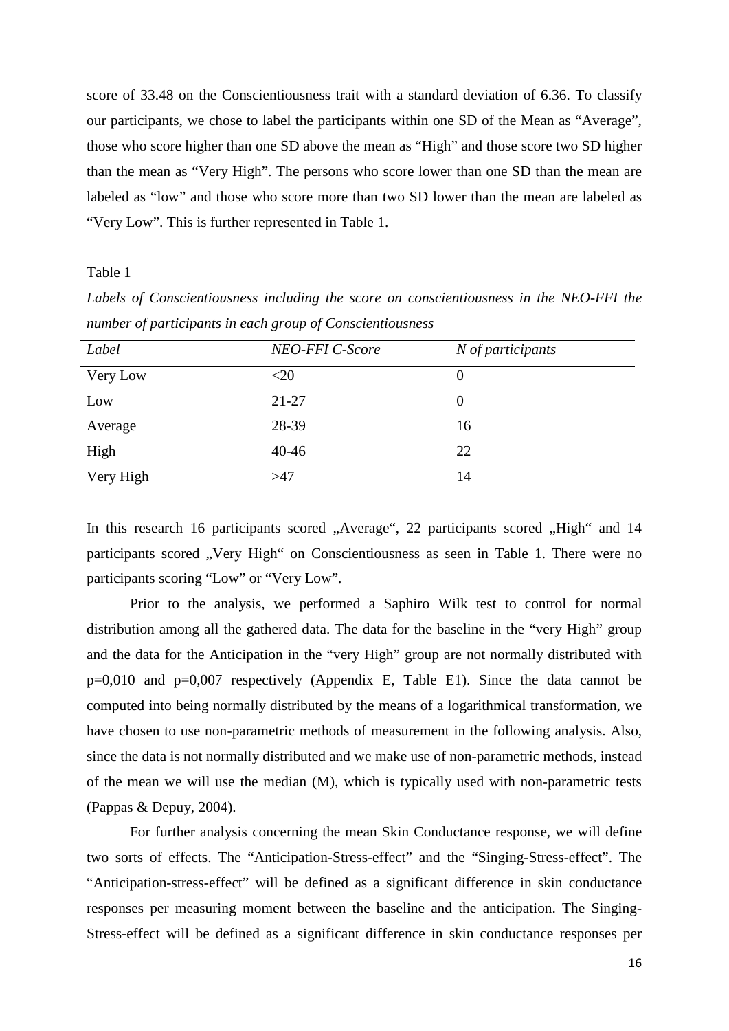score of 33.48 on the Conscientiousness trait with a standard deviation of 6.36. To classify our participants, we chose to label the participants within one SD of the Mean as “Average”, those who score higher than one SD above the mean as “High” and those score two SD higher than the mean as “Very High”. The persons who score lower than one SD than the mean are labeled as “low” and those who score more than two SD lower than the mean are labeled as “Very Low”. This is further represented in Table 1.

Table 1

*Labels of Conscientiousness including the score on conscientiousness in the NEO-FFI the number of participants in each group of Conscientiousness*

| *Label* | *NEO-FFI C-Score* | *N of participants* |
|---|---|---|
| Very Low | <20 | 0 |
| Low | 21-27 | 0 |
| Average | 28-39 | 16 |
| High | 40-46 | 22 |
| Very High | >47 | 14 |

In this research 16 participants scored „Average“, 22 participants scored „High“ and 14 participants scored „Very High“ on Conscientiousness as seen in Table 1. There were no participants scoring “Low” or “Very Low”.

Prior to the analysis, we performed a Saphiro Wilk test to control for normal distribution among all the gathered data. The data for the baseline in the “very High” group and the data for the Anticipation in the “very High” group are not normally distributed with p=0,010 and p=0,007 respectively (Appendix E, Table E1). Since the data cannot be computed into being normally distributed by the means of a logarithmical transformation, we have chosen to use non-parametric methods of measurement in the following analysis. Also, since the data is not normally distributed and we make use of non-parametric methods, instead of the mean we will use the median (M), which is typically used with non-parametric tests (Pappas & Depuy, 2004).

For further analysis concerning the mean Skin Conductance response, we will define two sorts of effects. The “Anticipation-Stress-effect” and the “Singing-Stress-effect”. The “Anticipation-stress-effect” will be defined as a significant difference in skin conductance responses per measuring moment between the baseline and the anticipation. The Singing-Stress-effect will be defined as a significant difference in skin conductance responses per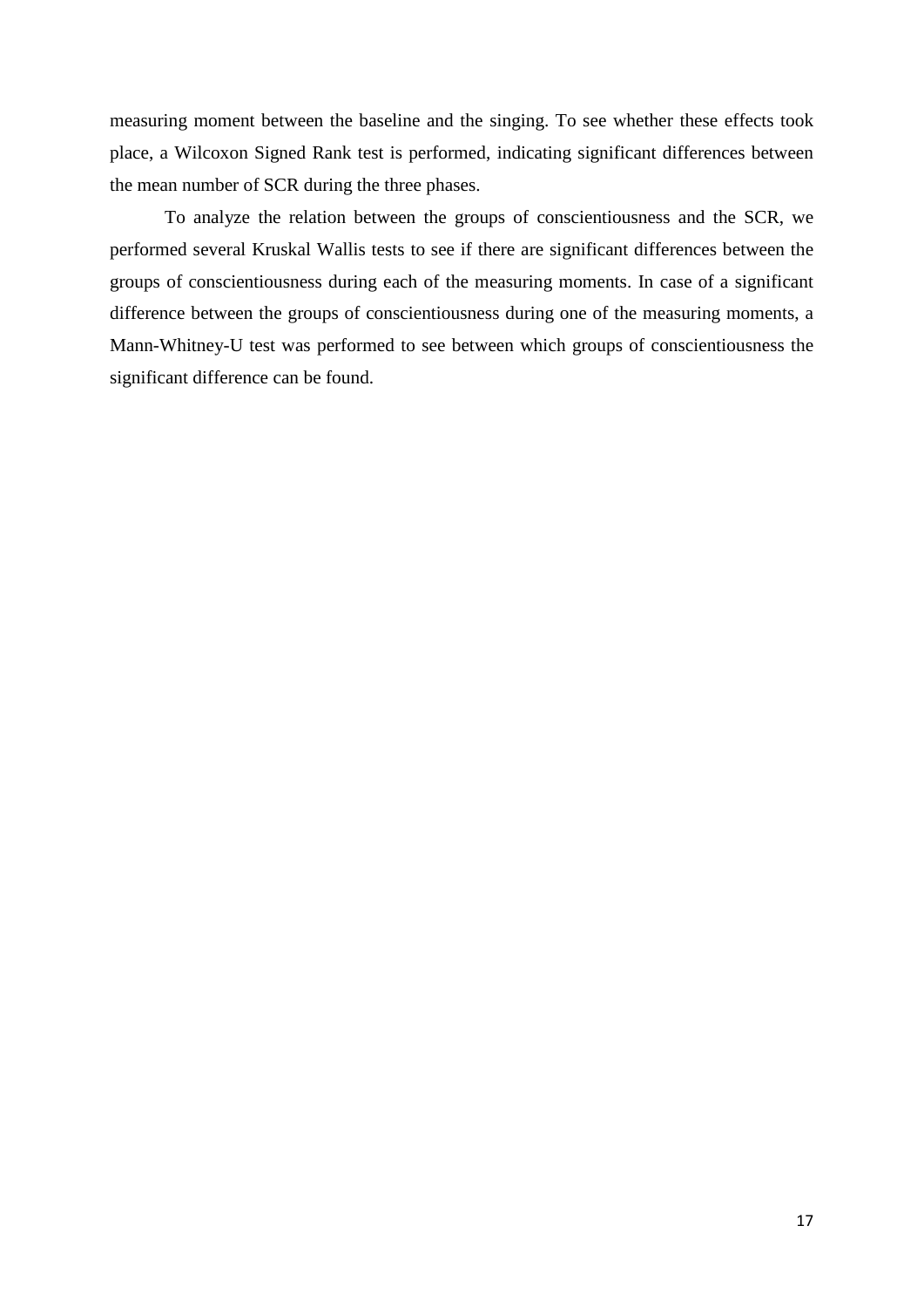measuring moment between the baseline and the singing. To see whether these effects took place, a Wilcoxon Signed Rank test is performed, indicating significant differences between the mean number of SCR during the three phases.

To analyze the relation between the groups of conscientiousness and the SCR, we performed several Kruskal Wallis tests to see if there are significant differences between the groups of conscientiousness during each of the measuring moments. In case of a significant difference between the groups of conscientiousness during one of the measuring moments, a Mann-Whitney-U test was performed to see between which groups of conscientiousness the significant difference can be found.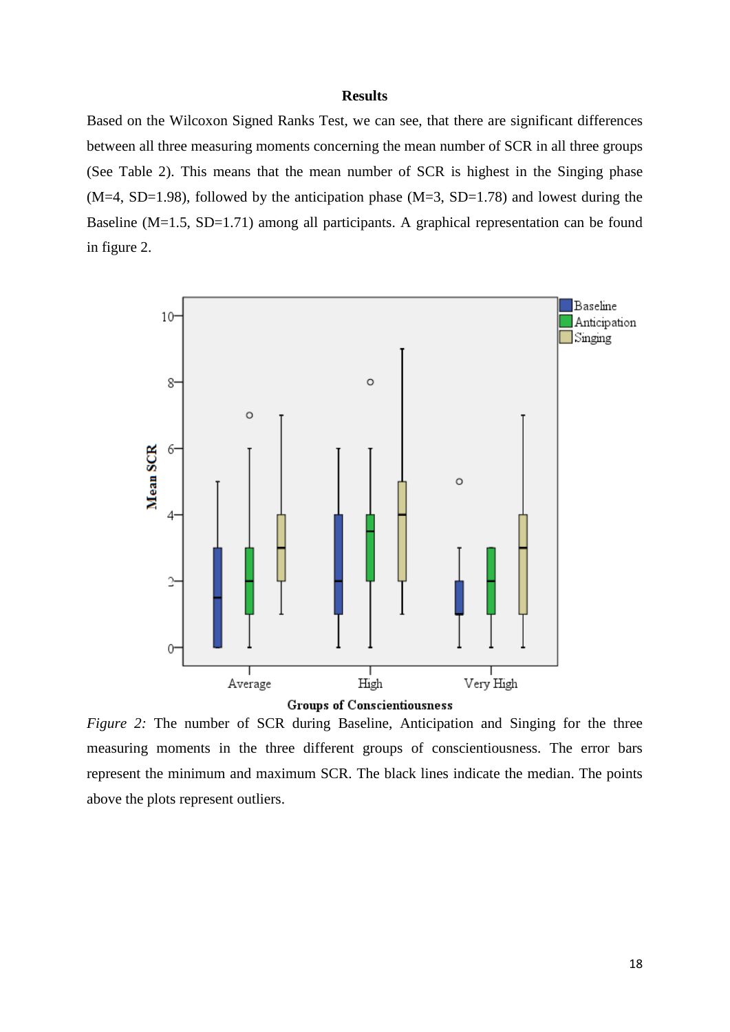## Results

Based on the Wilcoxon Signed Ranks Test, we can see, that there are significant differences between all three measuring moments concerning the mean number of SCR in all three groups (See Table 2). This means that the mean number of SCR is highest in the Singing phase (M=4, SD=1.98), followed by the anticipation phase (M=3, SD=1.78) and lowest during the Baseline (M=1.5, SD=1.71) among all participants. A graphical representation can be found in figure 2.

*Figure 2:* The number of SCR during Baseline, Anticipation and Singing for the three measuring moments in the three different groups of conscientiousness. The error bars represent the minimum and maximum SCR. The black lines indicate the median. The points above the plots represent outliers.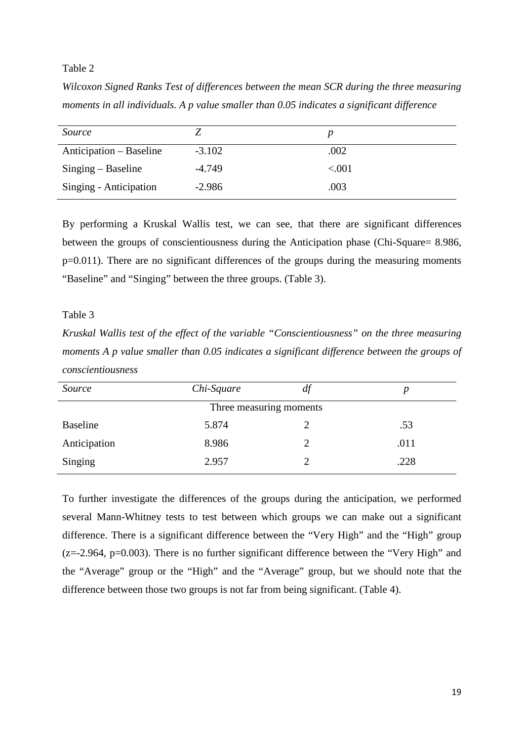Table 2

*Wilcoxon Signed Ranks Test of differences between the mean SCR during the three measuring moments in all individuals. A p value smaller than 0.05 indicates a significant difference*

| *Source* | *Z* | *p* |
|---|---|---|
| Anticipation – Baseline | -3.102 | .002 |
| Singing – Baseline | -4.749 | <.001 |
| Singing - Anticipation | -2.986 | .003 |

By performing a Kruskal Wallis test, we can see, that there are significant differences between the groups of conscientiousness during the Anticipation phase (Chi-Square= 8.986, p=0.011). There are no significant differences of the groups during the measuring moments "Baseline" and "Singing" between the three groups. (Table 3).

Table 3

*Kruskal Wallis test of the effect of the variable "Conscientiousness" on the three measuring moments A p value smaller than 0.05 indicates a significant difference between the groups of conscientiousness*

| *Source* | *Chi-Square* | *df* | *p* |
|---|---|---|---|
| | Three measuring moments | | |
| Baseline | 5.874 | 2 | .53 |
| Anticipation | 8.986 | 2 | .011 |
| Singing | 2.957 | 2 | .228 |

To further investigate the differences of the groups during the anticipation, we performed several Mann-Whitney tests to test between which groups we can make out a significant difference. There is a significant difference between the "Very High" and the "High" group (z=-2.964, p=0.003). There is no further significant difference between the "Very High" and the "Average" group or the "High" and the "Average" group, but we should note that the difference between those two groups is not far from being significant. (Table 4).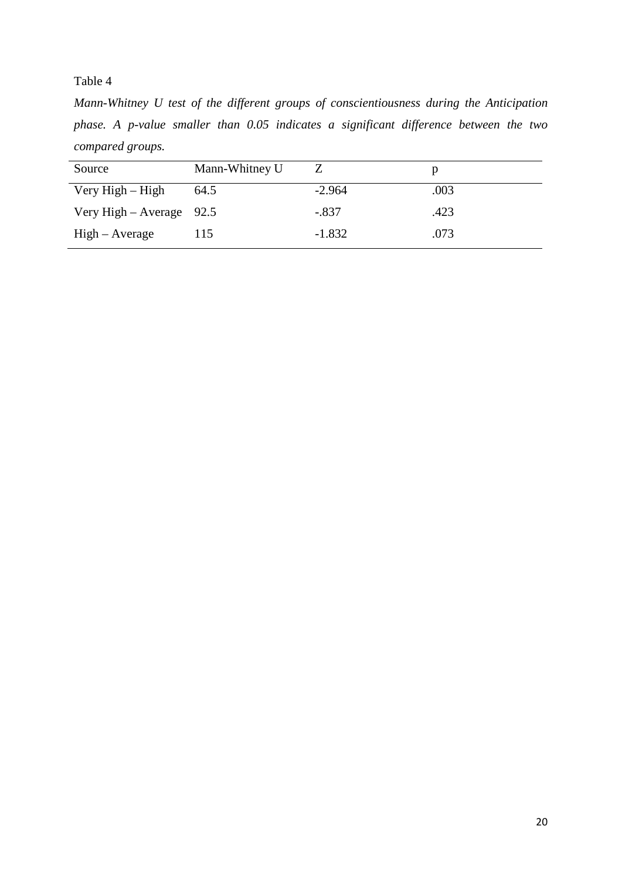Table 4

*Mann-Whitney U test of the different groups of conscientiousness during the Anticipation phase. A p-value smaller than 0.05 indicates a significant difference between the two compared groups.*

| Source | Mann-Whitney U | Z | p |
|---|---|---|---|
| Very High – High | 64.5 | -2.964 | .003 |
| Very High – Average | 92.5 | -.837 | .423 |
| High – Average | 115 | -1.832 | .073 |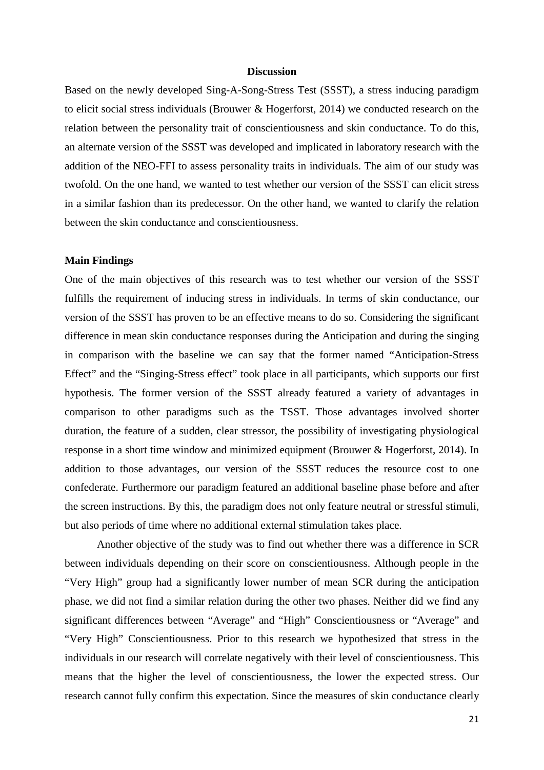## Discussion

Based on the newly developed Sing-A-Song-Stress Test (SSST), a stress inducing paradigm to elicit social stress individuals (Brouwer & Hogerforst, 2014) we conducted research on the relation between the personality trait of conscientiousness and skin conductance. To do this, an alternate version of the SSST was developed and implicated in laboratory research with the addition of the NEO-FFI to assess personality traits in individuals. The aim of our study was twofold. On the one hand, we wanted to test whether our version of the SSST can elicit stress in a similar fashion than its predecessor. On the other hand, we wanted to clarify the relation between the skin conductance and conscientiousness.

### Main Findings

One of the main objectives of this research was to test whether our version of the SSST fulfills the requirement of inducing stress in individuals. In terms of skin conductance, our version of the SSST has proven to be an effective means to do so. Considering the significant difference in mean skin conductance responses during the Anticipation and during the singing in comparison with the baseline we can say that the former named "Anticipation-Stress Effect" and the "Singing-Stress effect" took place in all participants, which supports our first hypothesis. The former version of the SSST already featured a variety of advantages in comparison to other paradigms such as the TSST. Those advantages involved shorter duration, the feature of a sudden, clear stressor, the possibility of investigating physiological response in a short time window and minimized equipment (Brouwer & Hogerforst, 2014). In addition to those advantages, our version of the SSST reduces the resource cost to one confederate. Furthermore our paradigm featured an additional baseline phase before and after the screen instructions. By this, the paradigm does not only feature neutral or stressful stimuli, but also periods of time where no additional external stimulation takes place.

Another objective of the study was to find out whether there was a difference in SCR between individuals depending on their score on conscientiousness. Although people in the "Very High" group had a significantly lower number of mean SCR during the anticipation phase, we did not find a similar relation during the other two phases. Neither did we find any significant differences between "Average" and "High" Conscientiousness or "Average" and "Very High" Conscientiousness. Prior to this research we hypothesized that stress in the individuals in our research will correlate negatively with their level of conscientiousness. This means that the higher the level of conscientiousness, the lower the expected stress. Our research cannot fully confirm this expectation. Since the measures of skin conductance clearly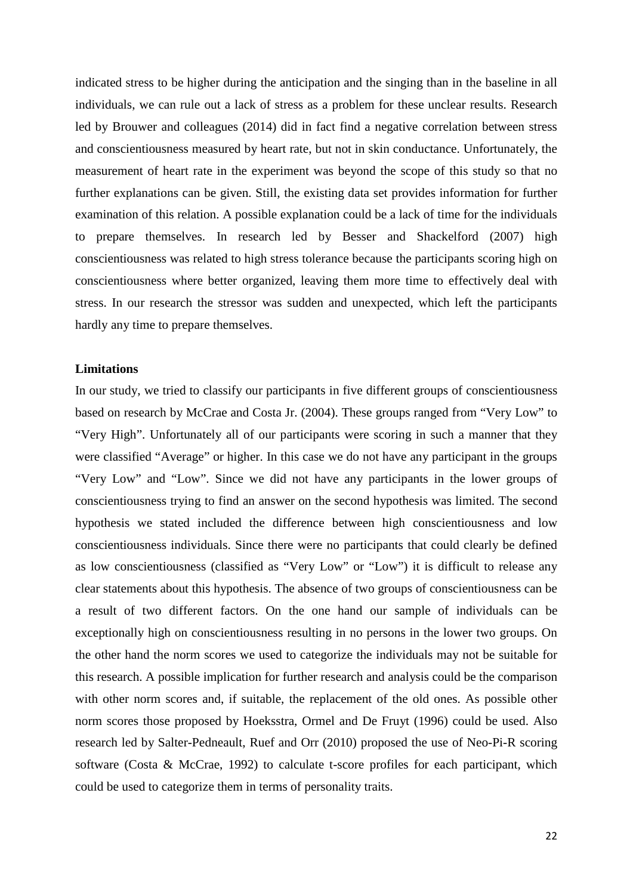indicated stress to be higher during the anticipation and the singing than in the baseline in all individuals, we can rule out a lack of stress as a problem for these unclear results. Research led by Brouwer and colleagues (2014) did in fact find a negative correlation between stress and conscientiousness measured by heart rate, but not in skin conductance. Unfortunately, the measurement of heart rate in the experiment was beyond the scope of this study so that no further explanations can be given. Still, the existing data set provides information for further examination of this relation. A possible explanation could be a lack of time for the individuals to prepare themselves. In research led by Besser and Shackelford (2007) high conscientiousness was related to high stress tolerance because the participants scoring high on conscientiousness where better organized, leaving them more time to effectively deal with stress. In our research the stressor was sudden and unexpected, which left the participants hardly any time to prepare themselves.

**Limitations**

In our study, we tried to classify our participants in five different groups of conscientiousness based on research by McCrae and Costa Jr. (2004). These groups ranged from "Very Low" to "Very High". Unfortunately all of our participants were scoring in such a manner that they were classified "Average" or higher. In this case we do not have any participant in the groups "Very Low" and "Low". Since we did not have any participants in the lower groups of conscientiousness trying to find an answer on the second hypothesis was limited. The second hypothesis we stated included the difference between high conscientiousness and low conscientiousness individuals. Since there were no participants that could clearly be defined as low conscientiousness (classified as "Very Low" or "Low") it is difficult to release any clear statements about this hypothesis. The absence of two groups of conscientiousness can be a result of two different factors. On the one hand our sample of individuals can be exceptionally high on conscientiousness resulting in no persons in the lower two groups. On the other hand the norm scores we used to categorize the individuals may not be suitable for this research. A possible implication for further research and analysis could be the comparison with other norm scores and, if suitable, the replacement of the old ones. As possible other norm scores those proposed by Hoeksstra, Ormel and De Fruyt (1996) could be used. Also research led by Salter-Pedneault, Ruef and Orr (2010) proposed the use of Neo-Pi-R scoring software (Costa & McCrae, 1992) to calculate t-score profiles for each participant, which could be used to categorize them in terms of personality traits.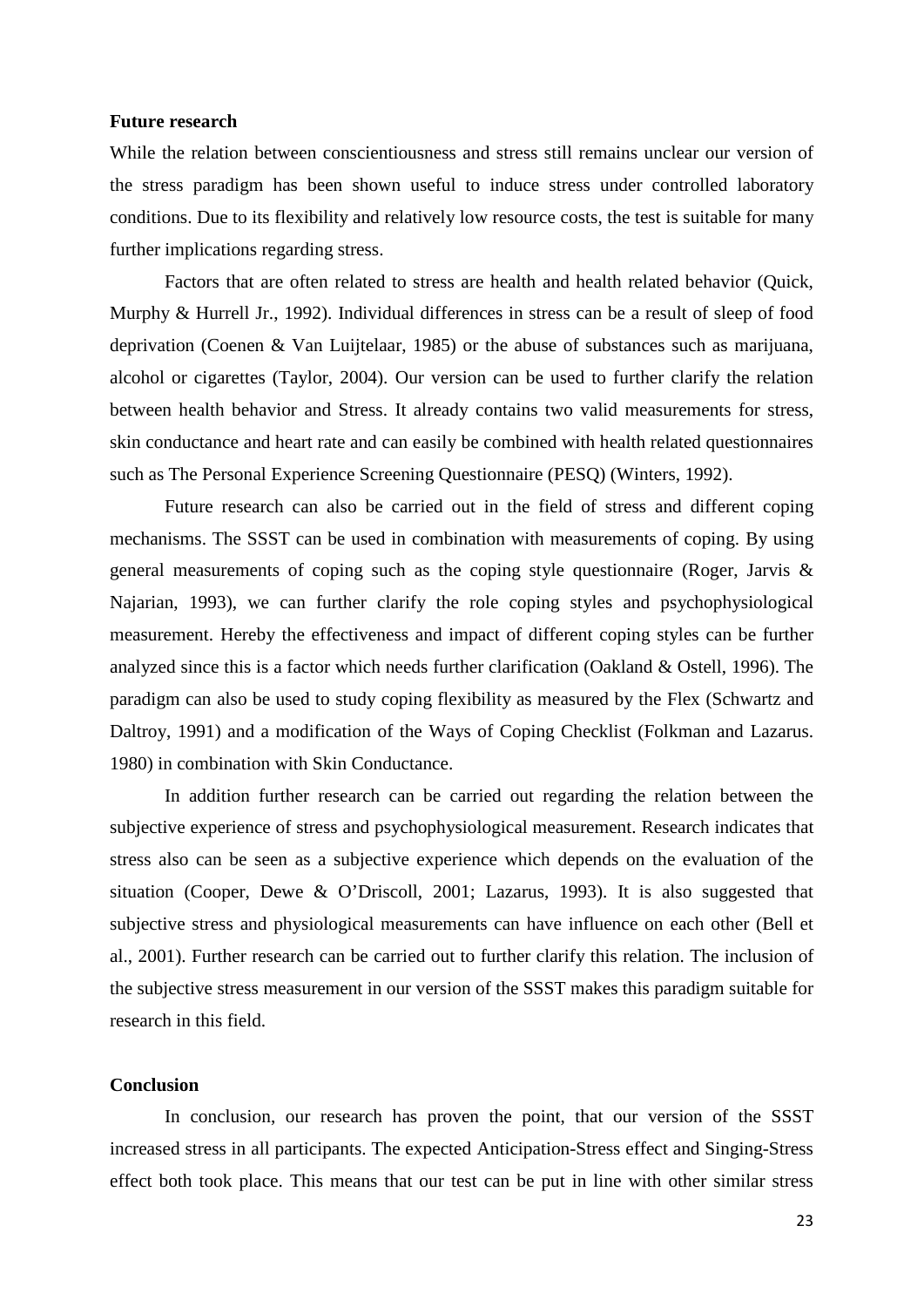**Future research**

While the relation between conscientiousness and stress still remains unclear our version of the stress paradigm has been shown useful to induce stress under controlled laboratory conditions. Due to its flexibility and relatively low resource costs, the test is suitable for many further implications regarding stress.

Factors that are often related to stress are health and health related behavior (Quick, Murphy & Hurrell Jr., 1992). Individual differences in stress can be a result of sleep of food deprivation (Coenen & Van Luijtelaar, 1985) or the abuse of substances such as marijuana, alcohol or cigarettes (Taylor, 2004). Our version can be used to further clarify the relation between health behavior and Stress. It already contains two valid measurements for stress, skin conductance and heart rate and can easily be combined with health related questionnaires such as The Personal Experience Screening Questionnaire (PESQ) (Winters, 1992).

Future research can also be carried out in the field of stress and different coping mechanisms. The SSST can be used in combination with measurements of coping. By using general measurements of coping such as the coping style questionnaire (Roger, Jarvis & Najarian, 1993), we can further clarify the role coping styles and psychophysiological measurement. Hereby the effectiveness and impact of different coping styles can be further analyzed since this is a factor which needs further clarification (Oakland & Ostell, 1996). The paradigm can also be used to study coping flexibility as measured by the Flex (Schwartz and Daltroy, 1991) and a modification of the Ways of Coping Checklist (Folkman and Lazarus. 1980) in combination with Skin Conductance.

In addition further research can be carried out regarding the relation between the subjective experience of stress and psychophysiological measurement. Research indicates that stress also can be seen as a subjective experience which depends on the evaluation of the situation (Cooper, Dewe & O'Driscoll, 2001; Lazarus, 1993). It is also suggested that subjective stress and physiological measurements can have influence on each other (Bell et al., 2001). Further research can be carried out to further clarify this relation. The inclusion of the subjective stress measurement in our version of the SSST makes this paradigm suitable for research in this field.

**Conclusion**

In conclusion, our research has proven the point, that our version of the SSST increased stress in all participants. The expected Anticipation-Stress effect and Singing-Stress effect both took place. This means that our test can be put in line with other similar stress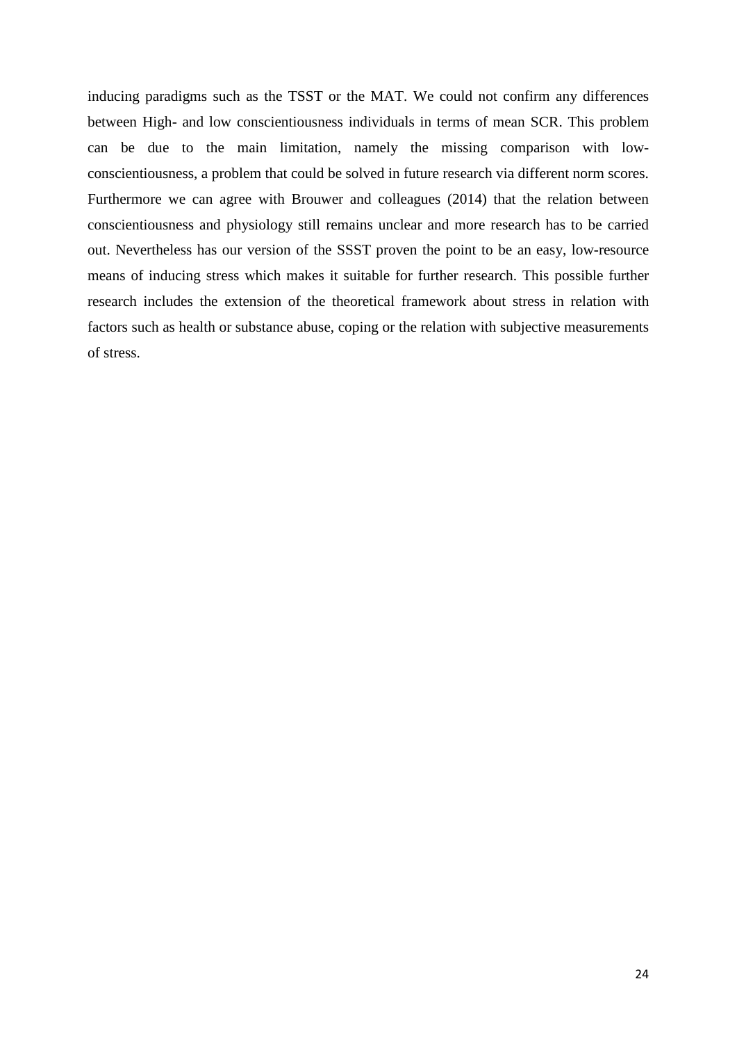inducing paradigms such as the TSST or the MAT. We could not confirm any differences between High- and low conscientiousness individuals in terms of mean SCR. This problem can be due to the main limitation, namely the missing comparison with low-conscientiousness, a problem that could be solved in future research via different norm scores. Furthermore we can agree with Brouwer and colleagues (2014) that the relation between conscientiousness and physiology still remains unclear and more research has to be carried out. Nevertheless has our version of the SSST proven the point to be an easy, low-resource means of inducing stress which makes it suitable for further research. This possible further research includes the extension of the theoretical framework about stress in relation with factors such as health or substance abuse, coping or the relation with subjective measurements of stress.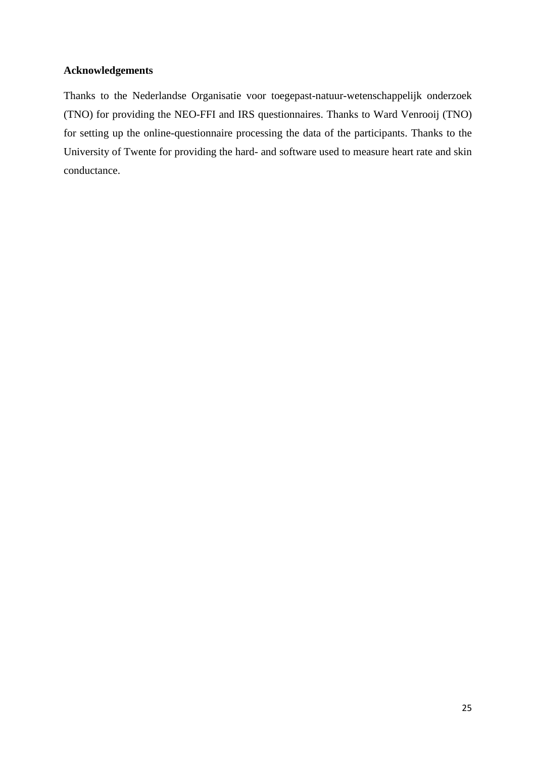**Acknowledgements**

Thanks to the Nederlandse Organisatie voor toegepast-natuur-wetenschappelijk onderzoek (TNO) for providing the NEO-FFI and IRS questionnaires. Thanks to Ward Venrooij (TNO) for setting up the online-questionnaire processing the data of the participants. Thanks to the University of Twente for providing the hard- and software used to measure heart rate and skin conductance.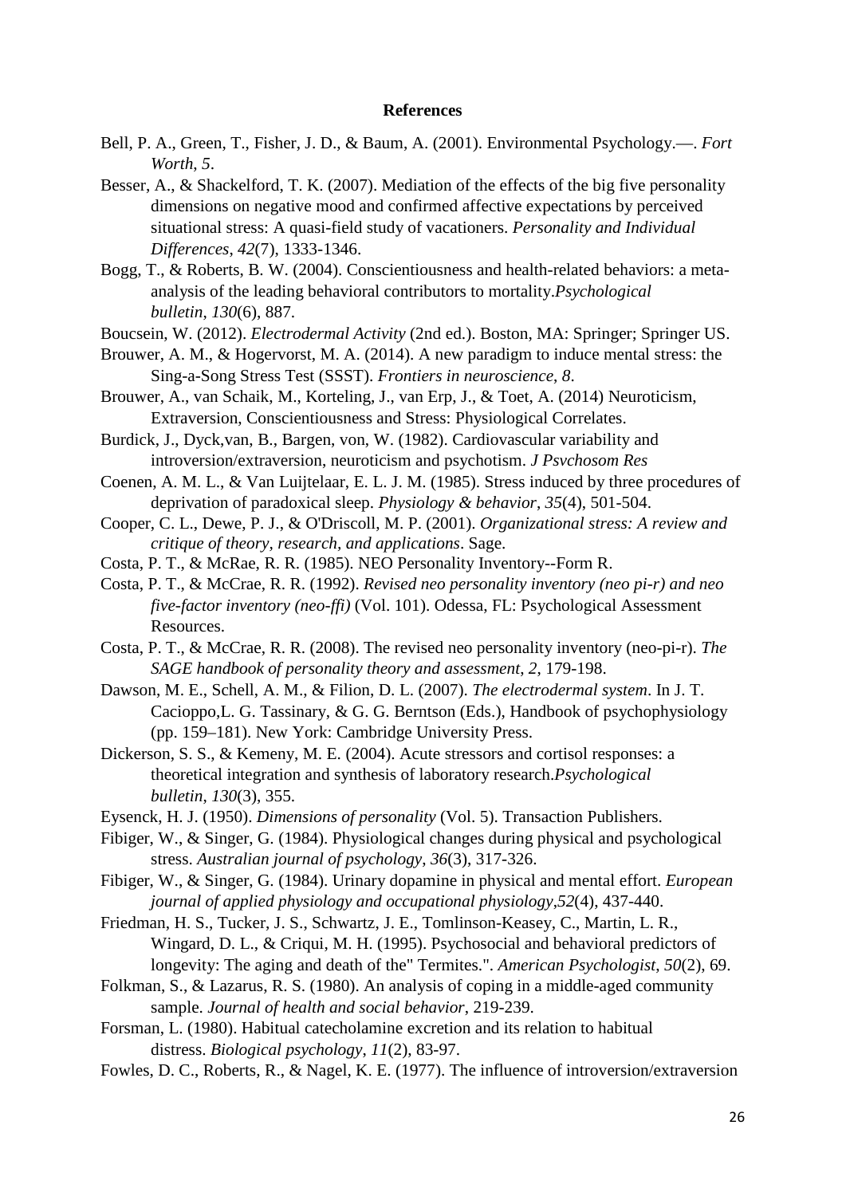**References**

Bell, P. A., Green, T., Fisher, J. D., & Baum, A. (2001). Environmental Psychology.—. *Fort Worth*, *5*.

Besser, A., & Shackelford, T. K. (2007). Mediation of the effects of the big five personality dimensions on negative mood and confirmed affective expectations by perceived situational stress: A quasi-field study of vacationers. *Personality and Individual Differences*, *42*(7), 1333-1346.

Bogg, T., & Roberts, B. W. (2004). Conscientiousness and health-related behaviors: a meta-analysis of the leading behavioral contributors to mortality.*Psychological bulletin*, *130*(6), 887.

Boucsein, W. (2012). *Electrodermal Activity* (2nd ed.). Boston, MA: Springer; Springer US.

Brouwer, A. M., & Hogervorst, M. A. (2014). A new paradigm to induce mental stress: the Sing-a-Song Stress Test (SSST). *Frontiers in neuroscience*, *8*.

Brouwer, A., van Schaik, M., Korteling, J., van Erp, J., & Toet, A. (2014) Neuroticism, Extraversion, Conscientiousness and Stress: Physiological Correlates.

Burdick, J., Dyck,van, B., Bargen, von, W. (1982). Cardiovascular variability and introversion/extraversion, neuroticism and psychotism. *J Psvchosom Res*

Coenen, A. M. L., & Van Luijtelaar, E. L. J. M. (1985). Stress induced by three procedures of deprivation of paradoxical sleep. *Physiology & behavior*, *35*(4), 501-504.

Cooper, C. L., Dewe, P. J., & O'Driscoll, M. P. (2001). *Organizational stress: A review and critique of theory, research, and applications*. Sage.

Costa, P. T., & McRae, R. R. (1985). NEO Personality Inventory--Form R.

Costa, P. T., & McCrae, R. R. (1992). *Revised neo personality inventory (neo pi-r) and neo five-factor inventory (neo-ffi)* (Vol. 101). Odessa, FL: Psychological Assessment Resources.

Costa, P. T., & McCrae, R. R. (2008). The revised neo personality inventory (neo-pi-r). *The SAGE handbook of personality theory and assessment*, *2*, 179-198.

Dawson, M. E., Schell, A. M., & Filion, D. L. (2007). *The electrodermal system*. In J. T. Cacioppo,L. G. Tassinary, & G. G. Berntson (Eds.), Handbook of psychophysiology (pp. 159–181). New York: Cambridge University Press.

Dickerson, S. S., & Kemeny, M. E. (2004). Acute stressors and cortisol responses: a theoretical integration and synthesis of laboratory research.*Psychological bulletin*, *130*(3), 355.

Eysenck, H. J. (1950). *Dimensions of personality* (Vol. 5). Transaction Publishers.

Fibiger, W., & Singer, G. (1984). Physiological changes during physical and psychological stress. *Australian journal of psychology*, *36*(3), 317-326.

Fibiger, W., & Singer, G. (1984). Urinary dopamine in physical and mental effort. *European journal of applied physiology and occupational physiology*,*52*(4), 437-440.

Friedman, H. S., Tucker, J. S., Schwartz, J. E., Tomlinson-Keasey, C., Martin, L. R., Wingard, D. L., & Criqui, M. H. (1995). Psychosocial and behavioral predictors of longevity: The aging and death of the" Termites.". *American Psychologist*, *50*(2), 69.

Folkman, S., & Lazarus, R. S. (1980). An analysis of coping in a middle-aged community sample. *Journal of health and social behavior*, 219-239.

Forsman, L. (1980). Habitual catecholamine excretion and its relation to habitual distress. *Biological psychology*, *11*(2), 83-97.

Fowles, D. C., Roberts, R., & Nagel, K. E. (1977). The influence of introversion/extraversion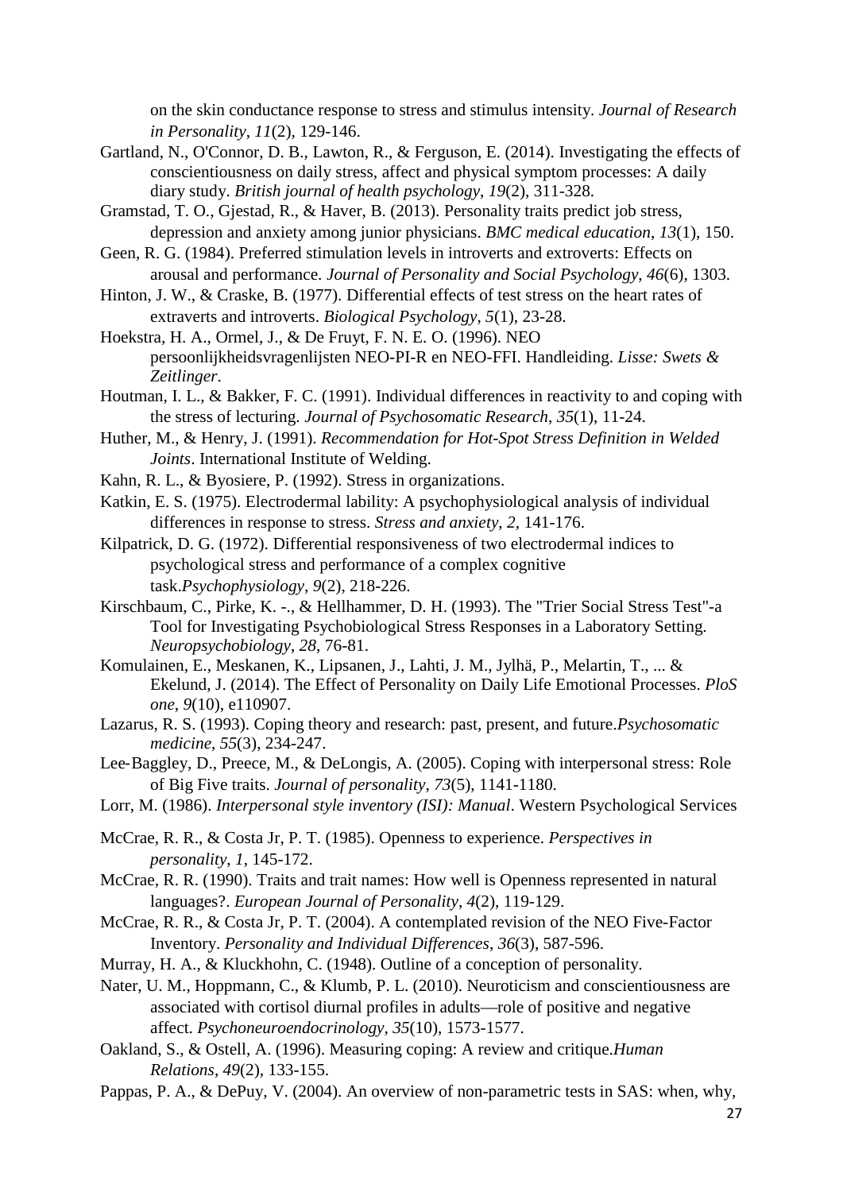on the skin conductance response to stress and stimulus intensity. *Journal of Research in Personality*, *11*(2), 129-146.

Gartland, N., O'Connor, D. B., Lawton, R., & Ferguson, E. (2014). Investigating the effects of conscientiousness on daily stress, affect and physical symptom processes: A daily diary study. *British journal of health psychology*, *19*(2), 311-328.

Gramstad, T. O., Gjestad, R., & Haver, B. (2013). Personality traits predict job stress, depression and anxiety among junior physicians. *BMC medical education*, *13*(1), 150.

Geen, R. G. (1984). Preferred stimulation levels in introverts and extroverts: Effects on arousal and performance. *Journal of Personality and Social Psychology*, *46*(6), 1303.

Hinton, J. W., & Craske, B. (1977). Differential effects of test stress on the heart rates of extraverts and introverts. *Biological Psychology*, *5*(1), 23-28.

Hoekstra, H. A., Ormel, J., & De Fruyt, F. N. E. O. (1996). NEO persoonlijkheidsvragenlijsten NEO-PI-R en NEO-FFI. Handleiding. *Lisse: Swets & Zeitlinger*.

Houtman, I. L., & Bakker, F. C. (1991). Individual differences in reactivity to and coping with the stress of lecturing. *Journal of Psychosomatic Research*, *35*(1), 11-24.

Huther, M., & Henry, J. (1991). *Recommendation for Hot-Spot Stress Definition in Welded Joints*. International Institute of Welding.

Kahn, R. L., & Byosiere, P. (1992). Stress in organizations.

Katkin, E. S. (1975). Electrodermal lability: A psychophysiological analysis of individual differences in response to stress. *Stress and anxiety*, *2*, 141-176.

Kilpatrick, D. G. (1972). Differential responsiveness of two electrodermal indices to psychological stress and performance of a complex cognitive task.*Psychophysiology*, *9*(2), 218-226.

Kirschbaum, C., Pirke, K. -., & Hellhammer, D. H. (1993). The "Trier Social Stress Test"-a Tool for Investigating Psychobiological Stress Responses in a Laboratory Setting. *Neuropsychobiology*, *28*, 76-81.

Komulainen, E., Meskanen, K., Lipsanen, J., Lahti, J. M., Jylhä, P., Melartin, T., ... & Ekelund, J. (2014). The Effect of Personality on Daily Life Emotional Processes. *PloS one*, *9*(10), e110907.

Lazarus, R. S. (1993). Coping theory and research: past, present, and future.*Psychosomatic medicine*, *55*(3), 234-247.

Lee‐Baggley, D., Preece, M., & DeLongis, A. (2005). Coping with interpersonal stress: Role of Big Five traits. *Journal of personality*, *73*(5), 1141-1180.

Lorr, M. (1986). *Interpersonal style inventory (ISI): Manual*. Western Psychological Services

McCrae, R. R., & Costa Jr, P. T. (1985). Openness to experience. *Perspectives in personality*, *1*, 145-172.

McCrae, R. R. (1990). Traits and trait names: How well is Openness represented in natural languages?. *European Journal of Personality*, *4*(2), 119-129.

McCrae, R. R., & Costa Jr, P. T. (2004). A contemplated revision of the NEO Five-Factor Inventory. *Personality and Individual Differences*, *36*(3), 587-596.

Murray, H. A., & Kluckhohn, C. (1948). Outline of a conception of personality.

Nater, U. M., Hoppmann, C., & Klumb, P. L. (2010). Neuroticism and conscientiousness are associated with cortisol diurnal profiles in adults—role of positive and negative affect. *Psychoneuroendocrinology*, *35*(10), 1573-1577.

Oakland, S., & Ostell, A. (1996). Measuring coping: A review and critique.*Human Relations*, *49*(2), 133-155.

Pappas, P. A., & DePuy, V. (2004). An overview of non-parametric tests in SAS: when, why,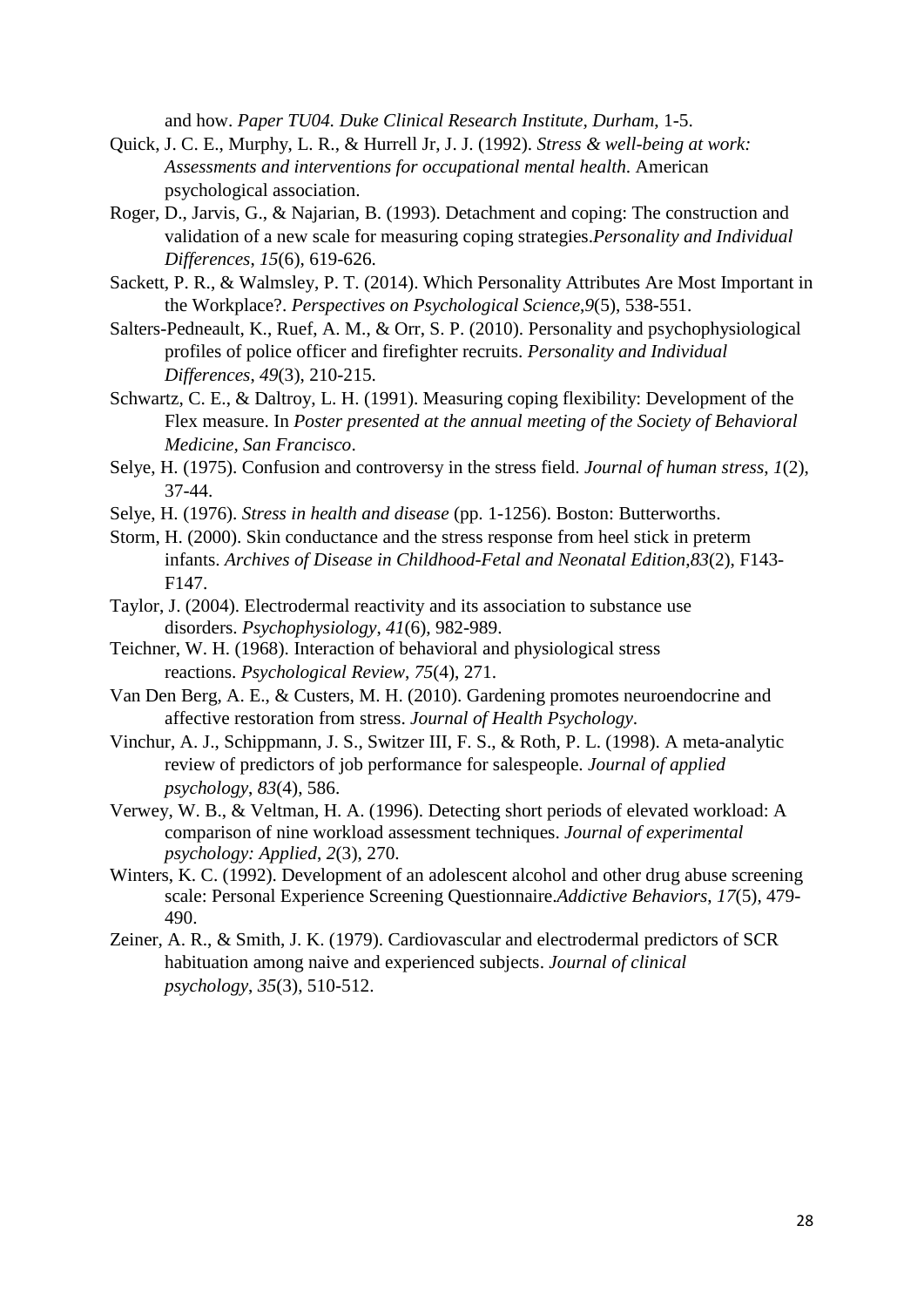and how. *Paper TU04. Duke Clinical Research Institute, Durham*, 1-5.

Quick, J. C. E., Murphy, L. R., & Hurrell Jr, J. J. (1992). *Stress & well-being at work: Assessments and interventions for occupational mental health*. American psychological association.

Roger, D., Jarvis, G., & Najarian, B. (1993). Detachment and coping: The construction and validation of a new scale for measuring coping strategies.*Personality and Individual Differences*, *15*(6), 619-626.

Sackett, P. R., & Walmsley, P. T. (2014). Which Personality Attributes Are Most Important in the Workplace?. *Perspectives on Psychological Science*,*9*(5), 538-551.

Salters-Pedneault, K., Ruef, A. M., & Orr, S. P. (2010). Personality and psychophysiological profiles of police officer and firefighter recruits. *Personality and Individual Differences*, *49*(3), 210-215.

Schwartz, C. E., & Daltroy, L. H. (1991). Measuring coping flexibility: Development of the Flex measure. In *Poster presented at the annual meeting of the Society of Behavioral Medicine, San Francisco*.

Selye, H. (1975). Confusion and controversy in the stress field. *Journal of human stress*, *1*(2), 37-44.

Selye, H. (1976). *Stress in health and disease* (pp. 1-1256). Boston: Butterworths.

Storm, H. (2000). Skin conductance and the stress response from heel stick in preterm infants. *Archives of Disease in Childhood-Fetal and Neonatal Edition*,*83*(2), F143-F147.

Taylor, J. (2004). Electrodermal reactivity and its association to substance use disorders. *Psychophysiology*, *41*(6), 982-989.

Teichner, W. H. (1968). Interaction of behavioral and physiological stress reactions. *Psychological Review*, *75*(4), 271.

Van Den Berg, A. E., & Custers, M. H. (2010). Gardening promotes neuroendocrine and affective restoration from stress. *Journal of Health Psychology*.

Vinchur, A. J., Schippmann, J. S., Switzer III, F. S., & Roth, P. L. (1998). A meta-analytic review of predictors of job performance for salespeople. *Journal of applied psychology*, *83*(4), 586.

Verwey, W. B., & Veltman, H. A. (1996). Detecting short periods of elevated workload: A comparison of nine workload assessment techniques. *Journal of experimental psychology: Applied*, *2*(3), 270.

Winters, K. C. (1992). Development of an adolescent alcohol and other drug abuse screening scale: Personal Experience Screening Questionnaire.*Addictive Behaviors*, *17*(5), 479-490.

Zeiner, A. R., & Smith, J. K. (1979). Cardiovascular and electrodermal predictors of SCR habituation among naive and experienced subjects. *Journal of clinical psychology*, *35*(3), 510-512.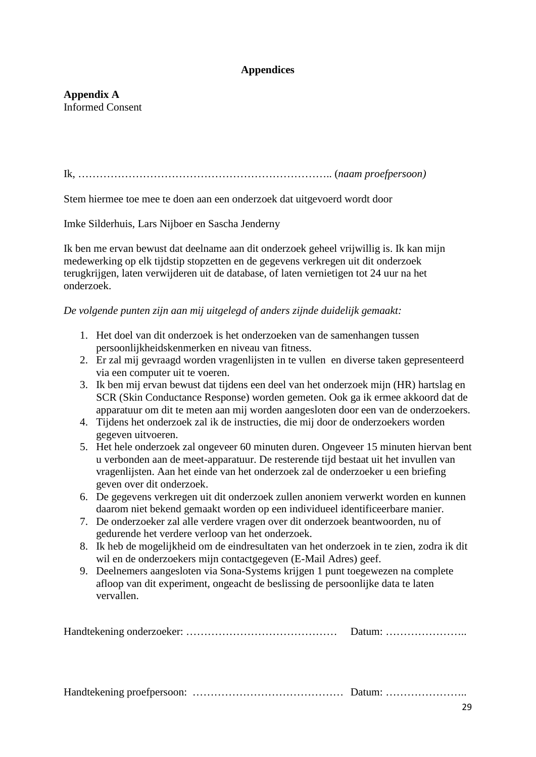# Appendices

**Appendix A**
Informed Consent

Ik, ……………………………………………………………….. (*naam proefpersoon)*

Stem hiermee toe mee te doen aan een onderzoek dat uitgevoerd wordt door

Imke Silderhuis, Lars Nijboer en Sascha Jenderny

Ik ben me ervan bewust dat deelname aan dit onderzoek geheel vrijwillig is. Ik kan mijn medewerking op elk tijdstip stopzetten en de gegevens verkregen uit dit onderzoek terugkrijgen, laten verwijderen uit de database, of laten vernietigen tot 24 uur na het onderzoek.

*De volgende punten zijn aan mij uitgelegd of anders zijnde duidelijk gemaakt:*

1. Het doel van dit onderzoek is het onderzoeken van de samenhangen tussen persoonlijkheidskenmerken en niveau van fitness.
2. Er zal mij gevraagd worden vragenlijsten in te vullen  en diverse taken gepresenteerd via een computer uit te voeren.
3. Ik ben mij ervan bewust dat tijdens een deel van het onderzoek mijn (HR) hartslag en SCR (Skin Conductance Response) worden gemeten. Ook ga ik ermee akkoord dat de apparatuur om dit te meten aan mij worden aangesloten door een van de onderzoekers.
4. Tijdens het onderzoek zal ik de instructies, die mij door de onderzoekers worden gegeven uitvoeren.
5. Het hele onderzoek zal ongeveer 60 minuten duren. Ongeveer 15 minuten hiervan bent u verbonden aan de meet-apparatuur. De resterende tijd bestaat uit het invullen van vragenlijsten. Aan het einde van het onderzoek zal de onderzoeker u een briefing geven over dit onderzoek.
6. De gegevens verkregen uit dit onderzoek zullen anoniem verwerkt worden en kunnen daarom niet bekend gemaakt worden op een individueel identificeerbare manier.
7. De onderzoeker zal alle verdere vragen over dit onderzoek beantwoorden, nu of gedurende het verdere verloop van het onderzoek.
8. Ik heb de mogelijkheid om de eindresultaten van het onderzoek in te zien, zodra ik dit wil en de onderzoekers mijn contactgegeven (E-Mail Adres) geef.
9. Deelnemers aangesloten via Sona-Systems krijgen 1 punt toegewezen na complete afloop van dit experiment, ongeacht de beslissing de persoonlijke data te laten vervallen.

Handtekening onderzoeker: ……………………………………  Datum: …………………..

Handtekening proefpersoon: ……………………………………  Datum: …………………..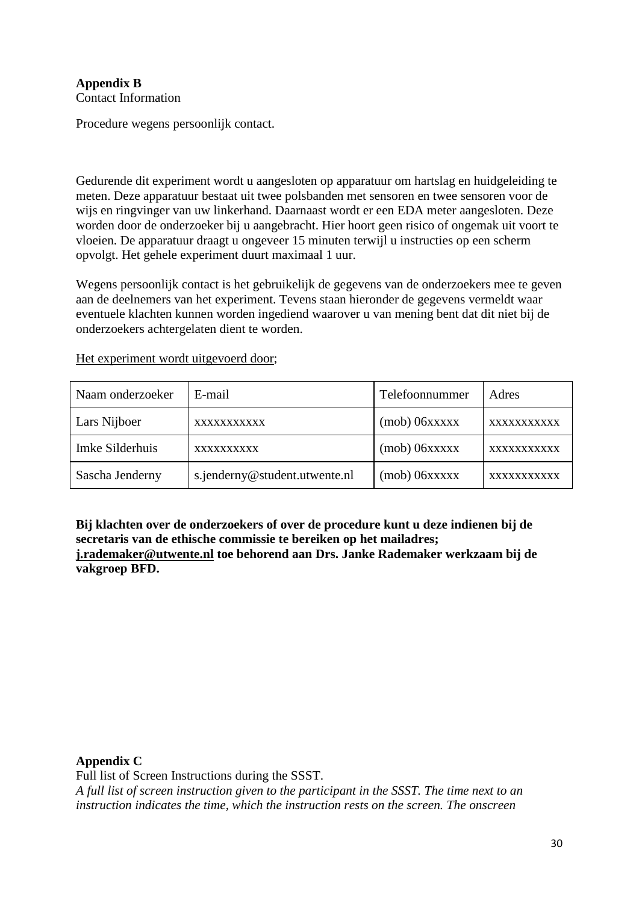**Appendix B**
Contact Information

Procedure wegens persoonlijk contact.

Gedurende dit experiment wordt u aangesloten op apparatuur om hartslag en huidgeleiding te meten. Deze apparatuur bestaat uit twee polsbanden met sensoren en twee sensoren voor de wijs en ringvinger van uw linkerhand. Daarnaast wordt er een EDA meter aangesloten. Deze worden door de onderzoeker bij u aangebracht. Hier hoort geen risico of ongemak uit voort te vloeien. De apparatuur draagt u ongeveer 15 minuten terwijl u instructies op een scherm opvolgt. Het gehele experiment duurt maximaal 1 uur.

Wegens persoonlijk contact is het gebruikelijk de gegevens van de onderzoekers mee te geven aan de deelnemers van het experiment. Tevens staan hieronder de gegevens vermeldt waar eventuele klachten kunnen worden ingediend waarover u van mening bent dat dit niet bij de onderzoekers achtergelaten dient te worden.

Het experiment wordt uitgevoerd door;

| Naam onderzoeker | E-mail | Telefoonnummer | Adres |
|---|---|---|---|
| Lars Nijboer | xxxxxxxxxxx | (mob) 06xxxxx | xxxxxxxxxxx |
| Imke Silderhuis | xxxxxxxxxx | (mob) 06xxxxx | xxxxxxxxxxx |
| Sascha Jenderny | s.jenderny@student.utwente.nl | (mob) 06xxxxx | xxxxxxxxxxx |

**Bij klachten over de onderzoekers of over de procedure kunt u deze indienen bij de secretaris van de ethische commissie te bereiken op het mailadres; j.rademaker@utwente.nl toe behorend aan Drs. Janke Rademaker werkzaam bij de vakgroep BFD.**

**Appendix C**
Full list of Screen Instructions during the SSST.
*A full list of screen instruction given to the participant in the SSST. The time next to an instruction indicates the time, which the instruction rests on the screen. The onscreen*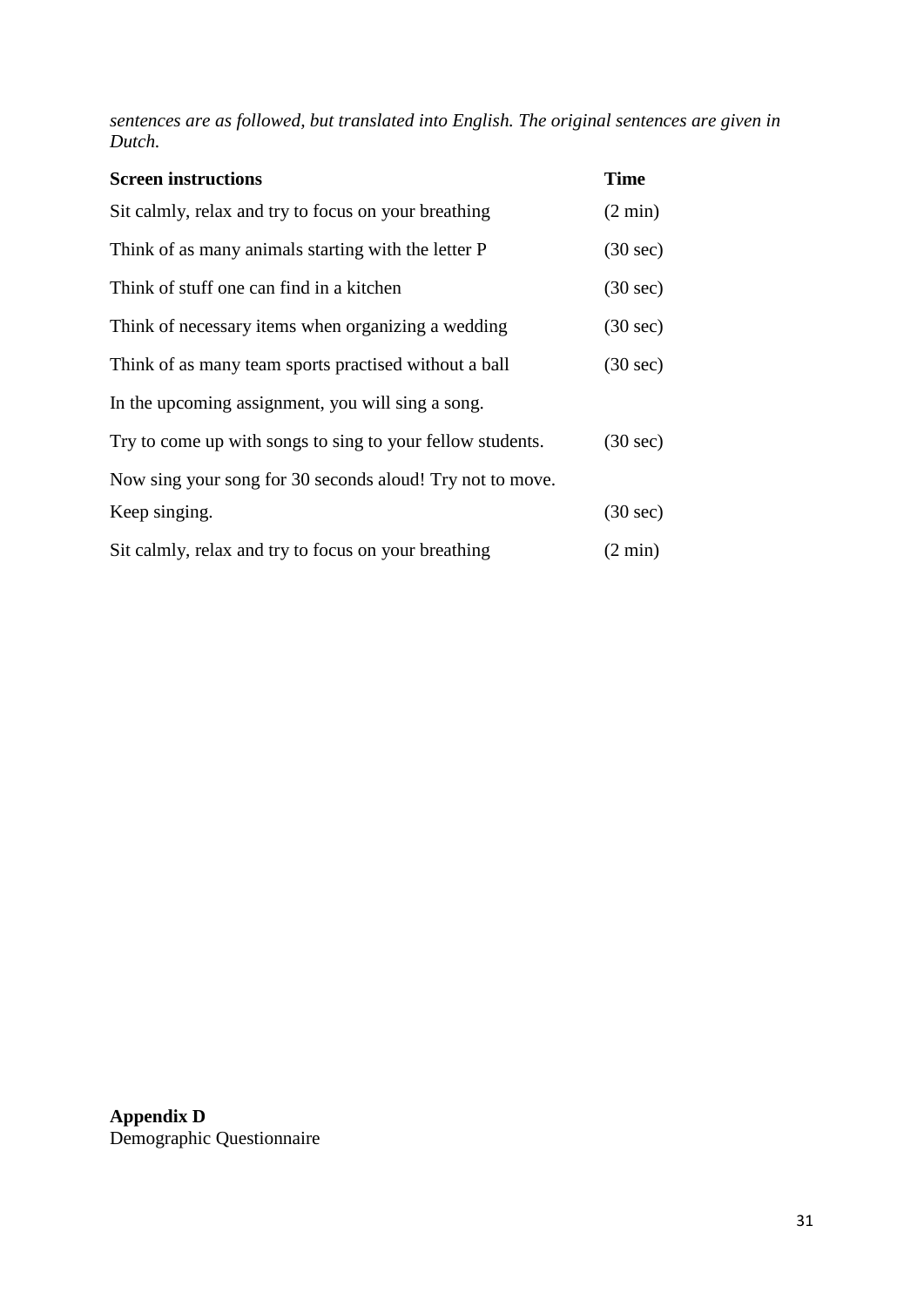*sentences are as followed, but translated into English. The original sentences are given in Dutch.*

| **Screen instructions** | **Time** |
| --- | --- |
| Sit calmly, relax and try to focus on your breathing | (2 min) |
| Think of as many animals starting with the letter P | (30 sec) |
| Think of stuff one can find in a kitchen | (30 sec) |
| Think of necessary items when organizing a wedding | (30 sec) |
| Think of as many team sports practised without a ball | (30 sec) |
| In the upcoming assignment, you will sing a song. | |
| Try to come up with songs to sing to your fellow students. | (30 sec) |
| Now sing your song for 30 seconds aloud! Try not to move. | |
| Keep singing. | (30 sec) |
| Sit calmly, relax and try to focus on your breathing | (2 min) |

**Appendix D**
Demographic Questionnaire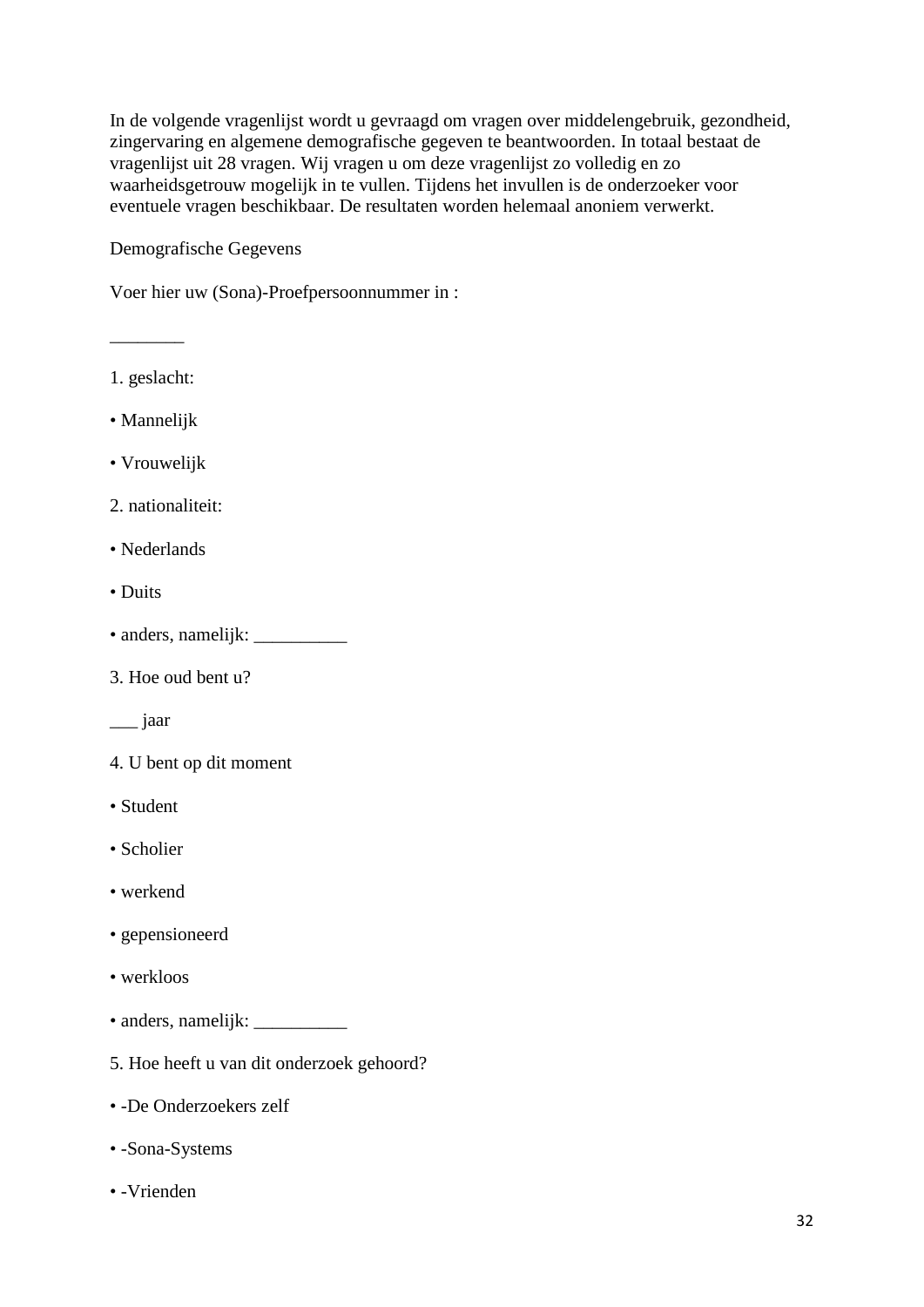In de volgende vragenlijst wordt u gevraagd om vragen over middelengebruik, gezondheid, zingervaring en algemene demografische gegeven te beantwoorden. In totaal bestaat de vragenlijst uit 28 vragen. Wij vragen u om deze vragenlijst zo volledig en zo waarheidsgetrouw mogelijk in te vullen. Tijdens het invullen is de onderzoeker voor eventuele vragen beschikbaar. De resultaten worden helemaal anoniem verwerkt.

Demografische Gegevens

Voer hier uw (Sona)-Proefpersoonnummer in :

________

1. geslacht:

• Mannelijk

• Vrouwelijk

2. nationaliteit:

• Nederlands

• Duits

• anders, namelijk: __________

3. Hoe oud bent u?

___ jaar

4. U bent op dit moment

• Student

• Scholier

• werkend

• gepensioneerd

• werkloos

• anders, namelijk: __________

5. Hoe heeft u van dit onderzoek gehoord?

• -De Onderzoekers zelf

• -Sona-Systems

• -Vrienden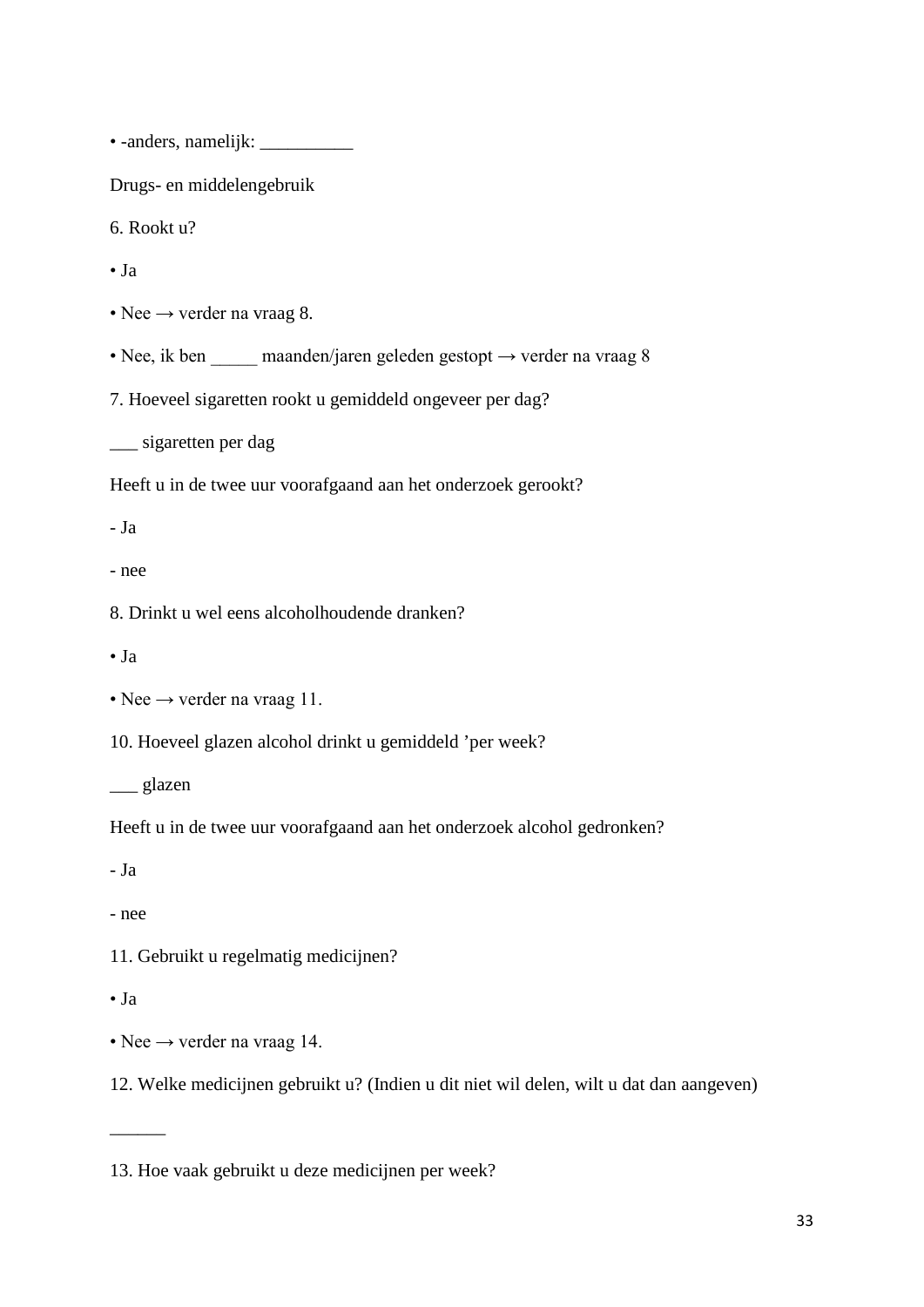• -anders, namelijk: __________

Drugs- en middelengebruik

6. Rookt u?

• Ja

• Nee → verder na vraag 8.

• Nee, ik ben _____ maanden/jaren geleden gestopt → verder na vraag 8

7. Hoeveel sigaretten rookt u gemiddeld ongeveer per dag?

___ sigaretten per dag

Heeft u in de twee uur voorafgaand aan het onderzoek gerookt?

- Ja

- nee

8. Drinkt u wel eens alcoholhoudende dranken?

• Ja

• Nee → verder na vraag 11.

10. Hoeveel glazen alcohol drinkt u gemiddeld ’per week?

___ glazen

Heeft u in de twee uur voorafgaand aan het onderzoek alcohol gedronken?

- Ja

- nee

11. Gebruikt u regelmatig medicijnen?

• Ja

• Nee → verder na vraag 14.

12. Welke medicijnen gebruikt u? (Indien u dit niet wil delen, wilt u dat dan aangeven)

______

13. Hoe vaak gebruikt u deze medicijnen per week?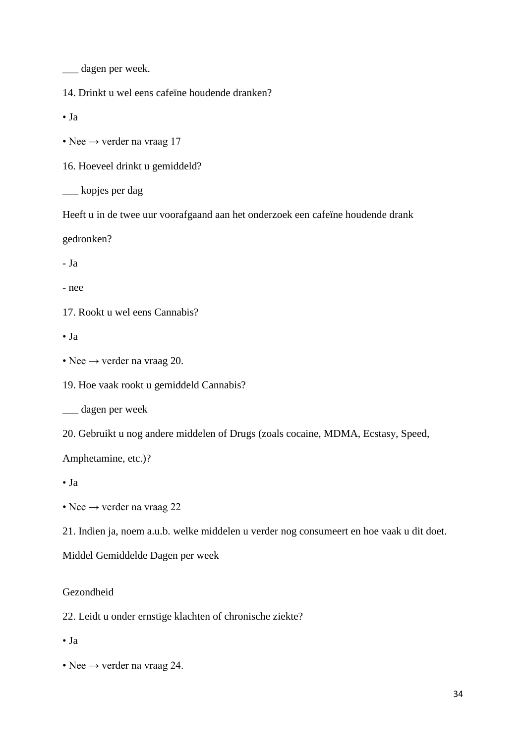___ dagen per week.

14. Drinkt u wel eens cafeïne houdende dranken?

- Ja
- Nee → verder na vraag 17

16. Hoeveel drinkt u gemiddeld?

___ kopjes per dag

Heeft u in de twee uur voorafgaand aan het onderzoek een cafeïne houdende drank gedronken?

- Ja
- nee

17. Rookt u wel eens Cannabis?

- Ja
- Nee → verder na vraag 20.

19. Hoe vaak rookt u gemiddeld Cannabis?

___ dagen per week

20. Gebruikt u nog andere middelen of Drugs (zoals cocaine, MDMA, Ecstasy, Speed, Amphetamine, etc.)?

- Ja
- Nee → verder na vraag 22

21. Indien ja, noem a.u.b. welke middelen u verder nog consumeert en hoe vaak u dit doet.

Middel Gemiddelde Dagen per week

Gezondheid

22. Leidt u onder ernstige klachten of chronische ziekte?

- Ja
- Nee → verder na vraag 24.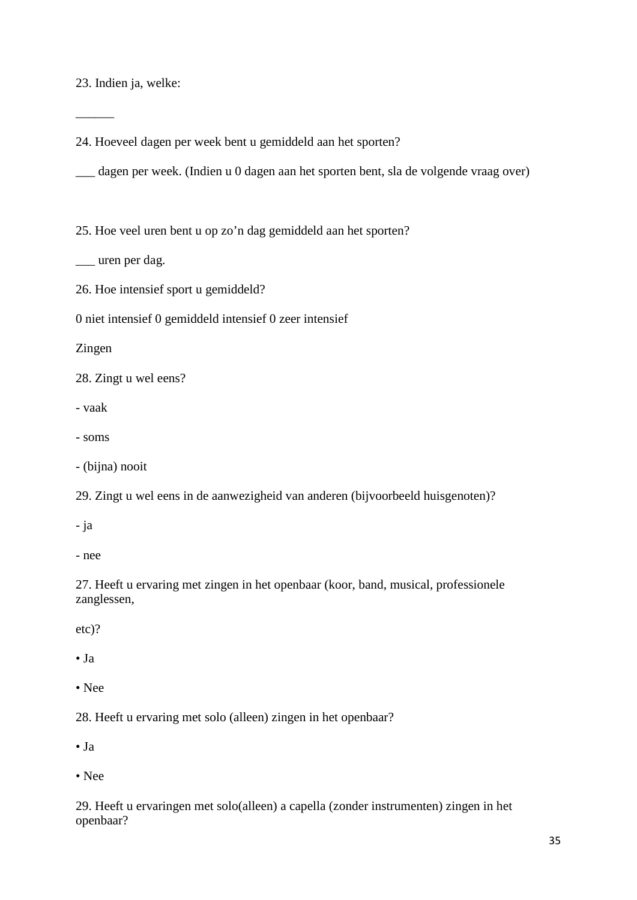23. Indien ja, welke:

______

24. Hoeveel dagen per week bent u gemiddeld aan het sporten?

___ dagen per week. (Indien u 0 dagen aan het sporten bent, sla de volgende vraag over)

25. Hoe veel uren bent u op zo'n dag gemiddeld aan het sporten?

___ uren per dag.

26. Hoe intensief sport u gemiddeld?

0 niet intensief 0 gemiddeld intensief 0 zeer intensief

Zingen

28. Zingt u wel eens?

- vaak
- soms
- (bijna) nooit

29. Zingt u wel eens in de aanwezigheid van anderen (bijvoorbeeld huisgenoten)?

- ja
- nee

27. Heeft u ervaring met zingen in het openbaar (koor, band, musical, professionele zanglessen,

etc)?

• Ja

• Nee

28. Heeft u ervaring met solo (alleen) zingen in het openbaar?

• Ja

• Nee

29. Heeft u ervaringen met solo(alleen) a capella (zonder instrumenten) zingen in het openbaar?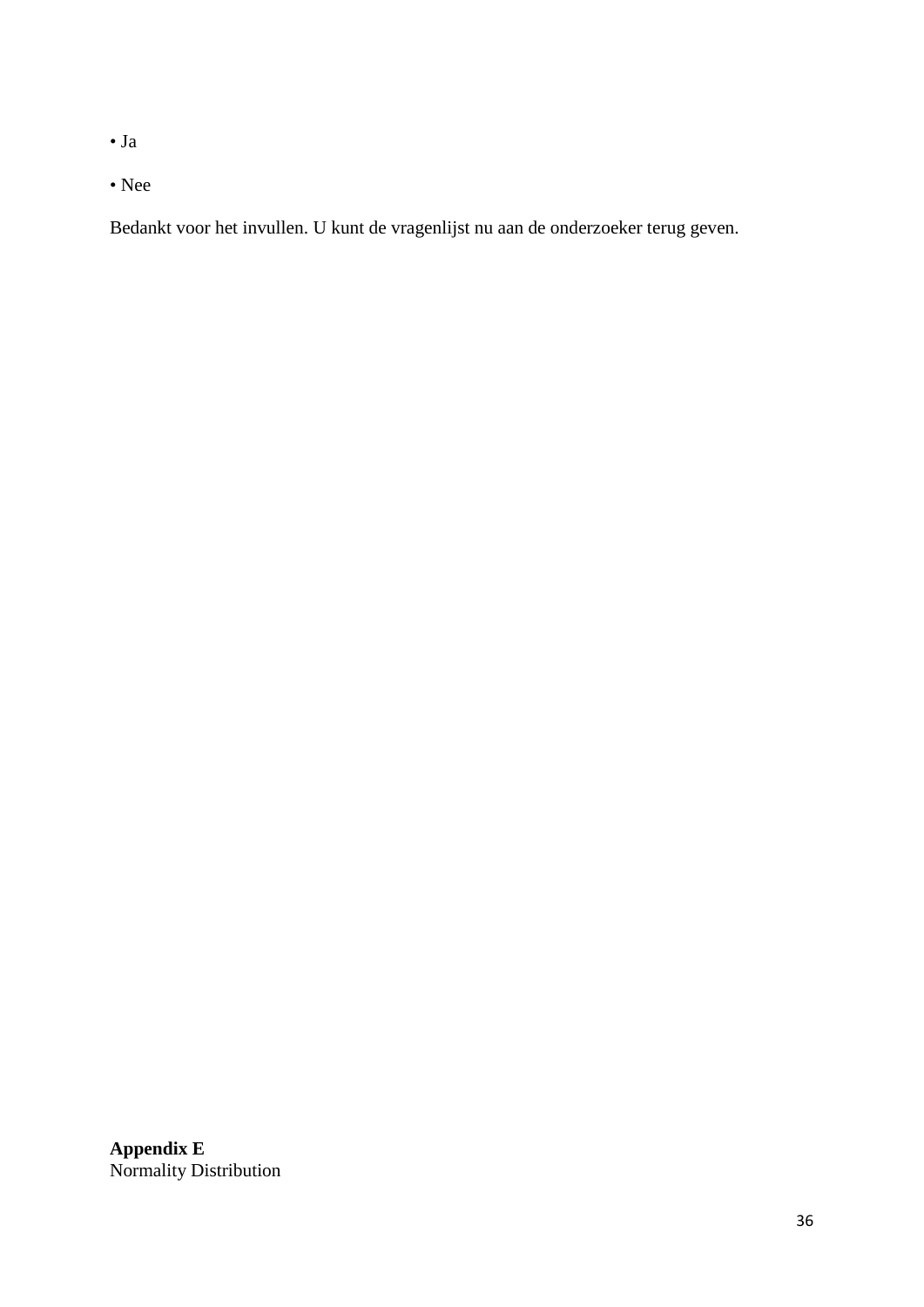- Ja
- Nee

Bedankt voor het invullen. U kunt de vragenlijst nu aan de onderzoeker terug geven.

**Appendix E**
Normality Distribution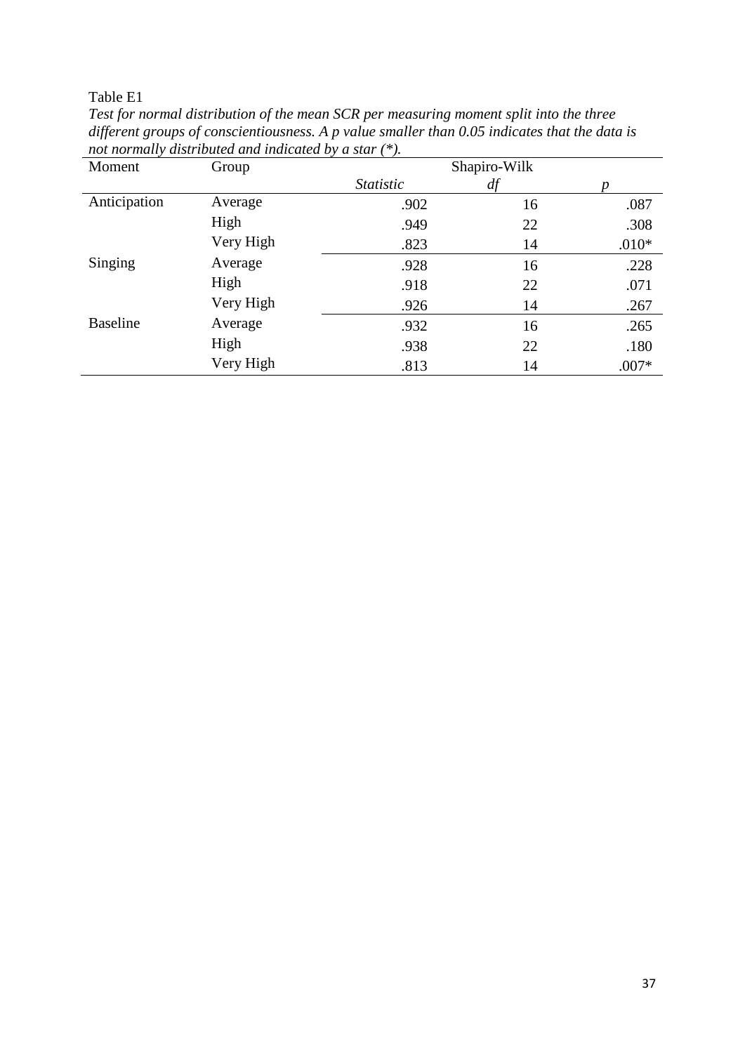Table E1

*Test for normal distribution of the mean SCR per measuring moment split into the three different groups of conscientiousness. A p value smaller than 0.05 indicates that the data is not normally distributed and indicated by a star (*).*

| Moment | Group | Shapiro-Wilk | | |
|---|---|---|---|---|
| | | *Statistic* | *df* | *p* |
| Anticipation | Average | .902 | 16 | .087 |
| | High | .949 | 22 | .308 |
| | Very High | .823 | 14 | .010* |
| Singing | Average | .928 | 16 | .228 |
| | High | .918 | 22 | .071 |
| | Very High | .926 | 14 | .267 |
| Baseline | Average | .932 | 16 | .265 |
| | High | .938 | 22 | .180 |
| | Very High | .813 | 14 | .007* |